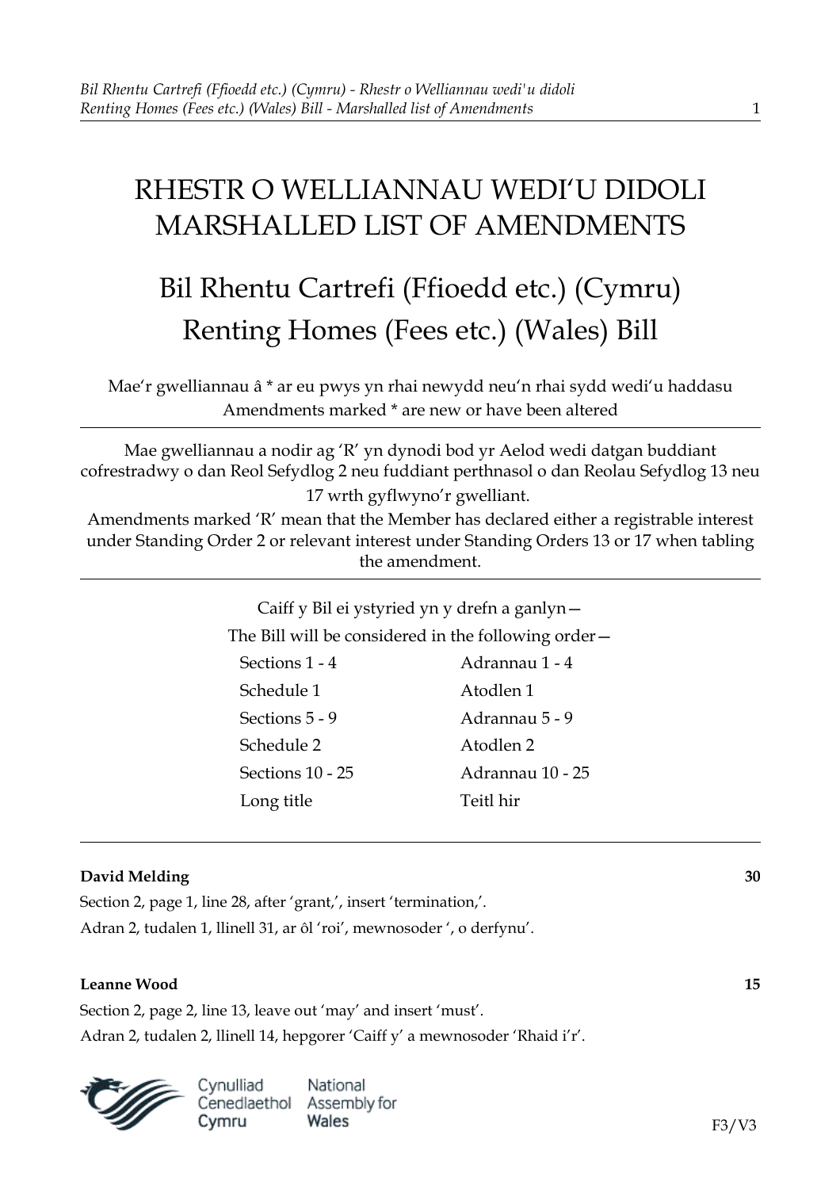# RHESTR O WELLIANNAU WEDI'U DIDOLI
# MARSHALLED LIST OF AMENDMENTS

## Bil Rhentu Cartrefi (Ffioedd etc.) (Cymru)
## Renting Homes (Fees etc.) (Wales) Bill

Mae'r gwelliannau â * ar eu pwys yn rhai newydd neu'n rhai sydd wedi'u haddasu
Amendments marked * are new or have been altered

---

Mae gwelliannau a nodir ag 'R' yn dynodi bod yr Aelod wedi datgan buddiant cofrestradwy o dan Reol Sefydlog 2 neu fuddiant perthnasol o dan Reolau Sefydlog 13 neu 17 wrth gyflwyno'r gwelliant.
Amendments marked 'R' mean that the Member has declared either a registrable interest under Standing Order 2 or relevant interest under Standing Orders 13 or 17 when tabling the amendment.

---

Caiff y Bil ei ystyried yn y drefn a ganlyn—
The Bill will be considered in the following order—

| | |
|---|---|
| Sections 1 - 4 | Adrannau 1 - 4 |
| Schedule 1 | Atodlen 1 |
| Sections 5 - 9 | Adrannau 5 - 9 |
| Schedule 2 | Atodlen 2 |
| Sections 10 - 25 | Adrannau 10 - 25 |
| Long title | Teitl hir |

---

**David Melding** **30**

Section 2, page 1, line 28, after 'grant,', insert 'termination,'.
Adran 2, tudalen 1, llinell 31, ar ôl 'roi', mewnosoder ', o derfynu'.

**Leanne Wood** **15**

Section 2, page 2, line 13, leave out 'may' and insert 'must'.
Adran 2, tudalen 2, llinell 14, hepgorer 'Caiff y' a mewnosoder 'Rhaid i'r'.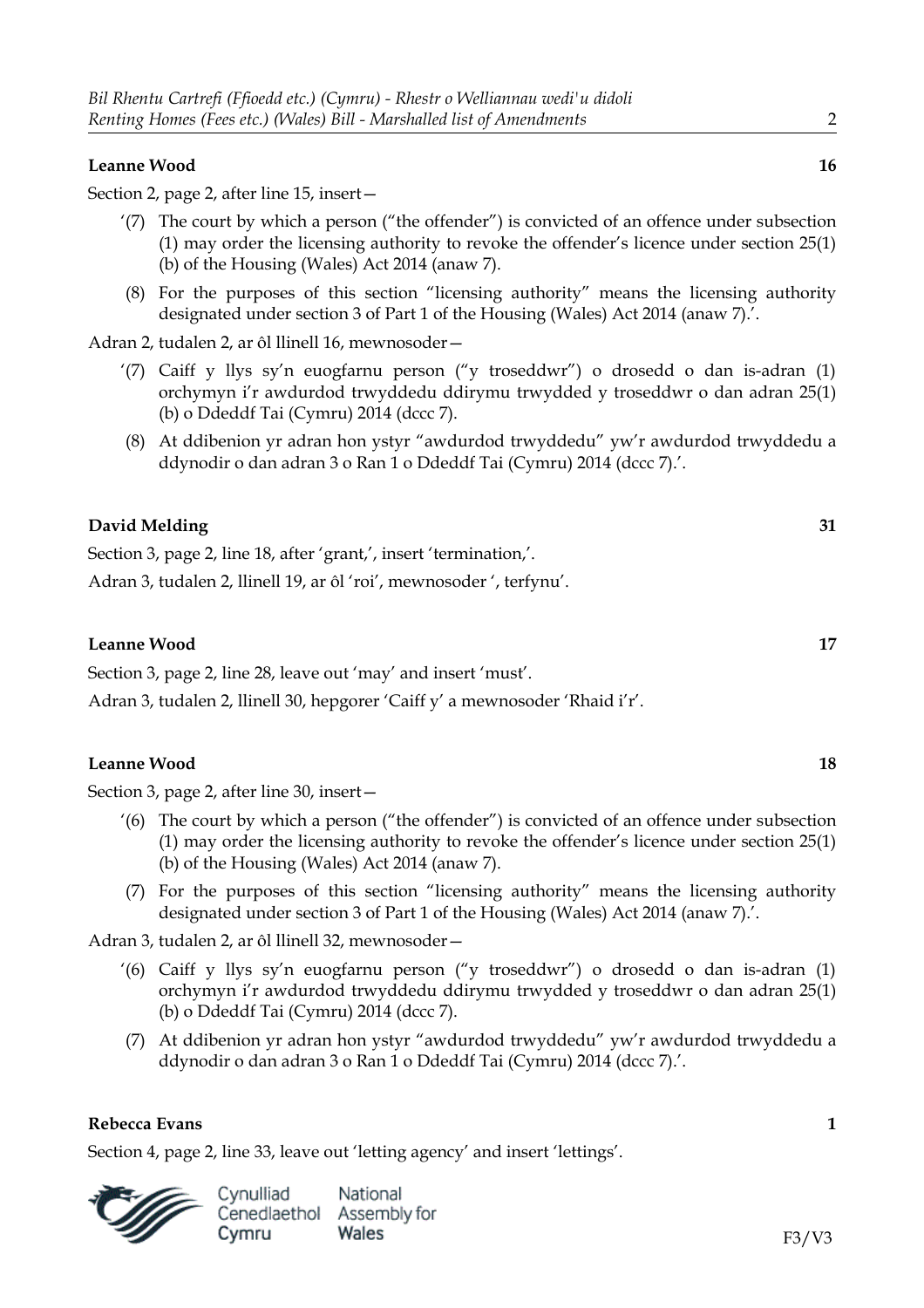**Leanne Wood** **16**

Section 2, page 2, after line 15, insert—

'(7) The court by which a person ("the offender") is convicted of an offence under subsection (1) may order the licensing authority to revoke the offender's licence under section 25(1)(b) of the Housing (Wales) Act 2014 (anaw 7).

(8) For the purposes of this section "licensing authority" means the licensing authority designated under section 3 of Part 1 of the Housing (Wales) Act 2014 (anaw 7).'.

Adran 2, tudalen 2, ar ôl llinell 16, mewnosoder—

'(7) Caiff y llys sy'n euogfarnu person ("y troseddwr") o drosedd o dan is-adran (1) orchymyn i'r awdurdod trwyddedu ddirymu trwydded y troseddwr o dan adran 25(1)(b) o Ddeddf Tai (Cymru) 2014 (dccc 7).

(8) At ddibenion yr adran hon ystyr "awdurdod trwyddedu" yw'r awdurdod trwyddedu a ddynodir o dan adran 3 o Ran 1 o Ddeddf Tai (Cymru) 2014 (dccc 7).'.

**David Melding** **31**

Section 3, page 2, line 18, after 'grant,', insert 'termination,'.

Adran 3, tudalen 2, llinell 19, ar ôl 'roi', mewnosoder ', terfynu'.

**Leanne Wood** **17**

Section 3, page 2, line 28, leave out 'may' and insert 'must'.

Adran 3, tudalen 2, llinell 30, hepgorer 'Caiff y' a mewnosoder 'Rhaid i'r'.

**Leanne Wood** **18**

Section 3, page 2, after line 30, insert—

'(6) The court by which a person ("the offender") is convicted of an offence under subsection (1) may order the licensing authority to revoke the offender's licence under section 25(1)(b) of the Housing (Wales) Act 2014 (anaw 7).

(7) For the purposes of this section "licensing authority" means the licensing authority designated under section 3 of Part 1 of the Housing (Wales) Act 2014 (anaw 7).'.

Adran 3, tudalen 2, ar ôl llinell 32, mewnosoder—

'(6) Caiff y llys sy'n euogfarnu person ("y troseddwr") o drosedd o dan is-adran (1) orchymyn i'r awdurdod trwyddedu ddirymu trwydded y troseddwr o dan adran 25(1)(b) o Ddeddf Tai (Cymru) 2014 (dccc 7).

(7) At ddibenion yr adran hon ystyr "awdurdod trwyddedu" yw'r awdurdod trwyddedu a ddynodir o dan adran 3 o Ran 1 o Ddeddf Tai (Cymru) 2014 (dccc 7).'.

**Rebecca Evans** **1**

Section 4, page 2, line 33, leave out 'letting agency' and insert 'lettings'.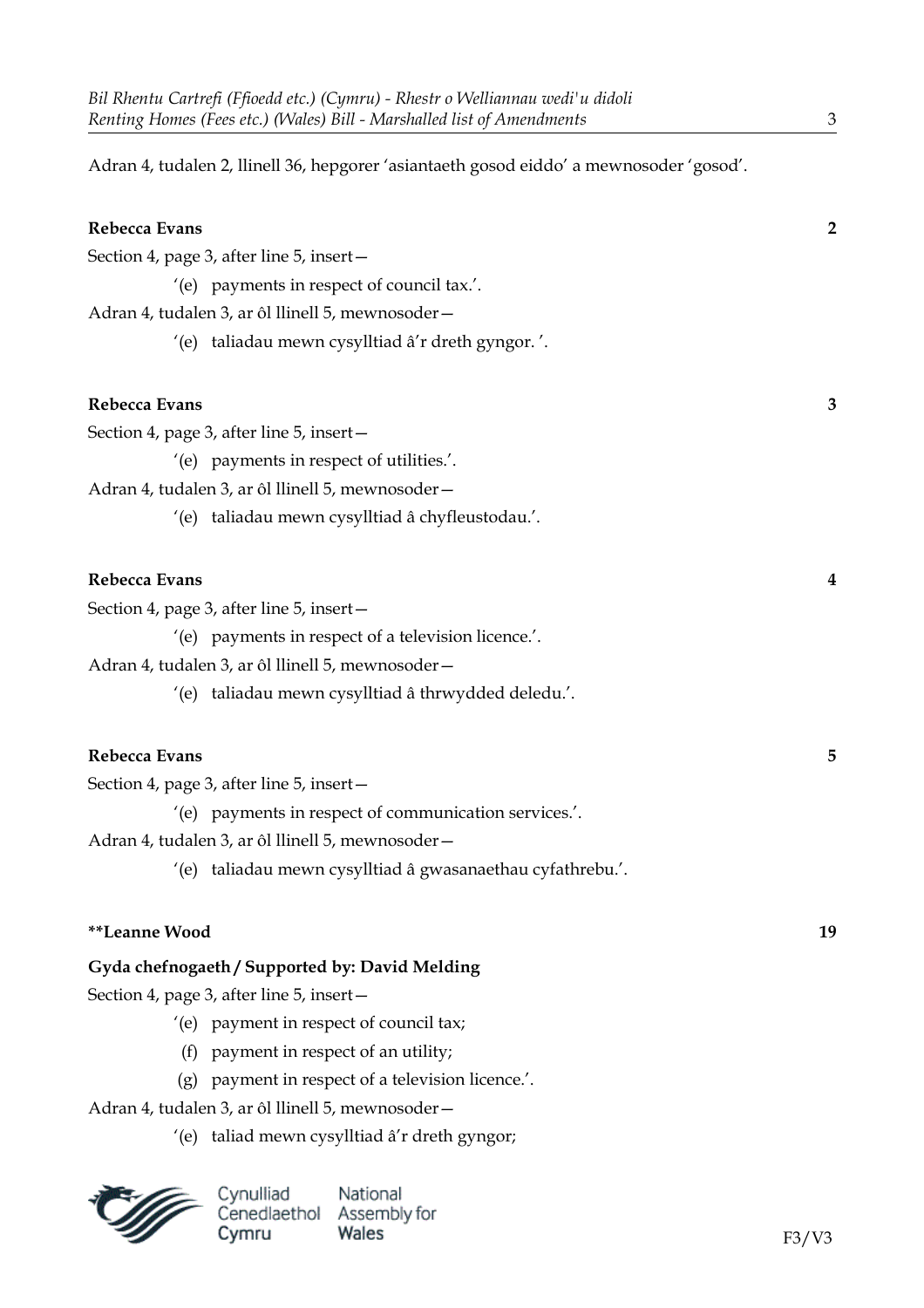Adran 4, tudalen 2, llinell 36, hepgorer 'asiantaeth gosod eiddo' a mewnosoder 'gosod'.

**Rebecca Evans** **2**

Section 4, page 3, after line 5, insert—

'(e) payments in respect of council tax.'.

Adran 4, tudalen 3, ar ôl llinell 5, mewnosoder—

'(e) taliadau mewn cysylltiad â'r dreth gyngor. '.

**Rebecca Evans** **3**

Section 4, page 3, after line 5, insert—

'(e) payments in respect of utilities.'.

Adran 4, tudalen 3, ar ôl llinell 5, mewnosoder—

'(e) taliadau mewn cysylltiad â chyfleustodau.'.

**Rebecca Evans** **4**

Section 4, page 3, after line 5, insert—

'(e) payments in respect of a television licence.'.

Adran 4, tudalen 3, ar ôl llinell 5, mewnosoder—

'(e) taliadau mewn cysylltiad â thrwydded deledu.'.

**Rebecca Evans** **5**

Section 4, page 3, after line 5, insert—

'(e) payments in respect of communication services.'.

Adran 4, tudalen 3, ar ôl llinell 5, mewnosoder—

'(e) taliadau mewn cysylltiad â gwasanaethau cyfathrebu.'.

**\*\*Leanne Wood** **19**

**Gyda chefnogaeth / Supported by: David Melding**

Section 4, page 3, after line 5, insert—

'(e) payment in respect of council tax;

(f) payment in respect of an utility;

(g) payment in respect of a television licence.'.

Adran 4, tudalen 3, ar ôl llinell 5, mewnosoder—

'(e) taliad mewn cysylltiad â'r dreth gyngor;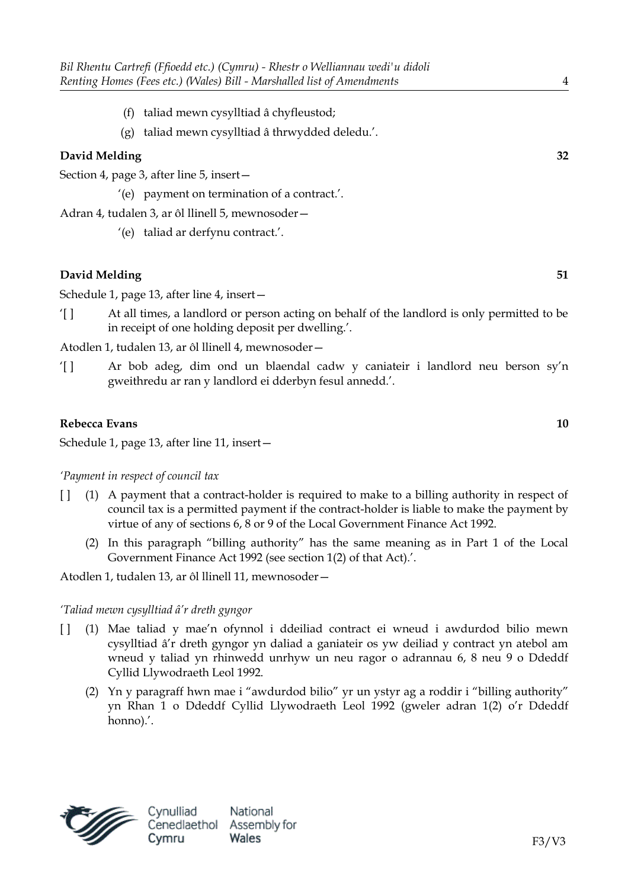(f) taliad mewn cysylltiad â chyfleustod;

(g) taliad mewn cysylltiad â thrwydded deledu.'.

**David Melding** **32**

Section 4, page 3, after line 5, insert—

'(e) payment on termination of a contract.'.

Adran 4, tudalen 3, ar ôl llinell 5, mewnosoder—

'(e) taliad ar derfynu contract.'.

**David Melding** **51**

Schedule 1, page 13, after line 4, insert—

'[ ] At all times, a landlord or person acting on behalf of the landlord is only permitted to be in receipt of one holding deposit per dwelling.'.

Atodlen 1, tudalen 13, ar ôl llinell 4, mewnosoder—

'[ ] Ar bob adeg, dim ond un blaendal cadw y caniateir i landlord neu berson sy'n gweithredu ar ran y landlord ei dderbyn fesul annedd.'.

**Rebecca Evans** **10**

Schedule 1, page 13, after line 11, insert—

*'Payment in respect of council tax*

[ ] (1) A payment that a contract-holder is required to make to a billing authority in respect of council tax is a permitted payment if the contract-holder is liable to make the payment by virtue of any of sections 6, 8 or 9 of the Local Government Finance Act 1992.

(2) In this paragraph "billing authority" has the same meaning as in Part 1 of the Local Government Finance Act 1992 (see section 1(2) of that Act).'.

Atodlen 1, tudalen 13, ar ôl llinell 11, mewnosoder—

*'Taliad mewn cysylltiad â'r dreth gyngor*

[ ] (1) Mae taliad y mae'n ofynnol i ddeiliad contract ei wneud i awdurdod bilio mewn cysylltiad â'r dreth gyngor yn daliad a ganiateir os yw deiliad y contract yn atebol am wneud y taliad yn rhinwedd unrhyw un neu ragor o adrannau 6, 8 neu 9 o Ddeddf Cyllid Llywodraeth Leol 1992.

(2) Yn y paragraff hwn mae i "awdurdod bilio" yr un ystyr ag a roddir i "billing authority" yn Rhan 1 o Ddeddf Cyllid Llywodraeth Leol 1992 (gweler adran 1(2) o'r Ddeddf honno).'.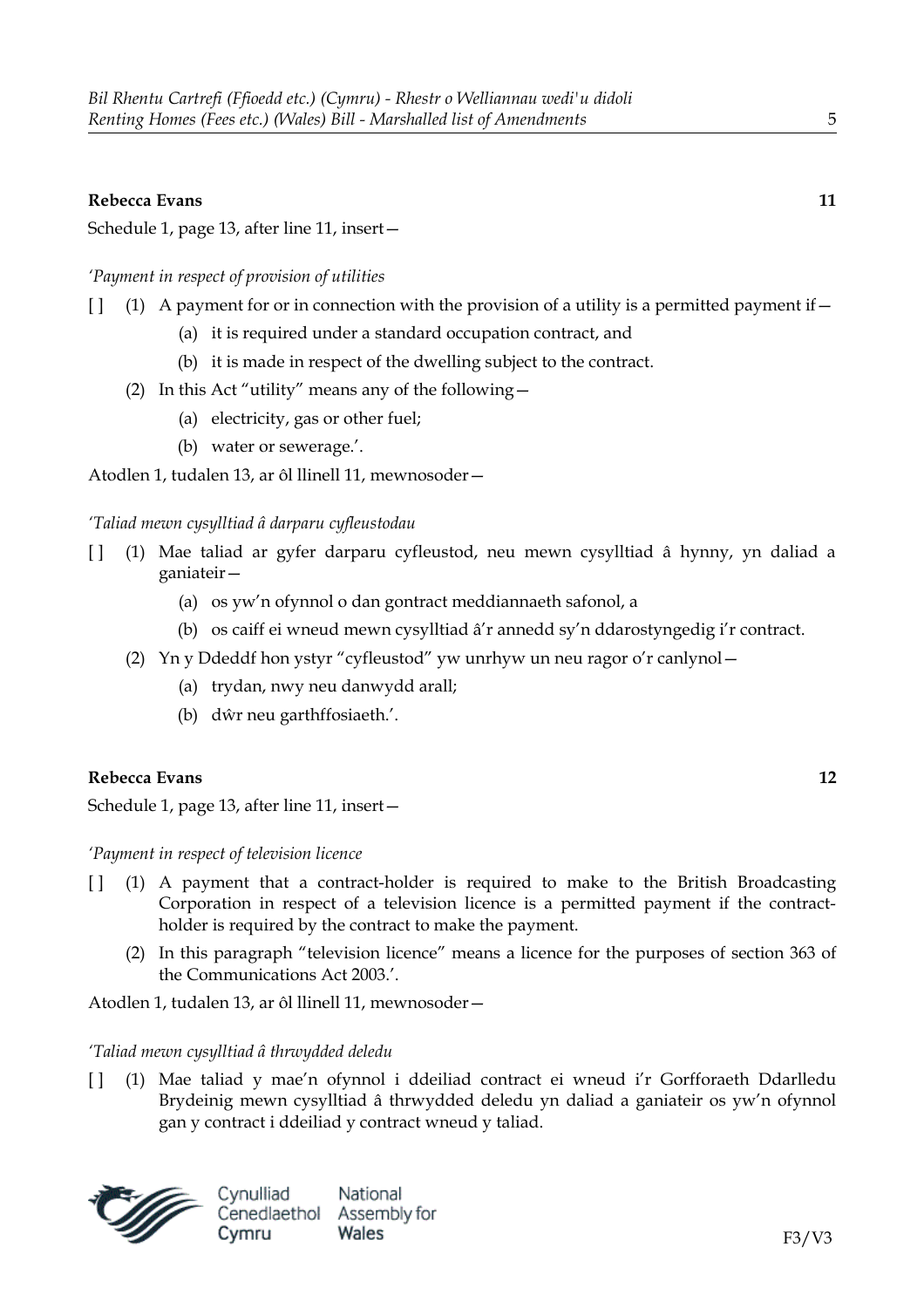**Rebecca Evans** **11**

Schedule 1, page 13, after line 11, insert—

*'Payment in respect of provision of utilities*

[ ] (1) A payment for or in connection with the provision of a utility is a permitted payment if—

(a) it is required under a standard occupation contract, and

(b) it is made in respect of the dwelling subject to the contract.

(2) In this Act "utility" means any of the following—

(a) electricity, gas or other fuel;

(b) water or sewerage.'.

Atodlen 1, tudalen 13, ar ôl llinell 11, mewnosoder—

*'Taliad mewn cysylltiad â darparu cyfleustodau*

[ ] (1) Mae taliad ar gyfer darparu cyfleustod, neu mewn cysylltiad â hynny, yn daliad a ganiateir—

(a) os yw'n ofynnol o dan gontract meddiannaeth safonol, a

(b) os caiff ei wneud mewn cysylltiad â'r annedd sy'n ddarostyngedig i'r contract.

(2) Yn y Ddeddf hon ystyr "cyfleustod" yw unrhyw un neu ragor o'r canlynol—

(a) trydan, nwy neu danwydd arall;

(b) dŵr neu garthffosiaeth.'.

**Rebecca Evans** **12**

Schedule 1, page 13, after line 11, insert—

*'Payment in respect of television licence*

[ ] (1) A payment that a contract-holder is required to make to the British Broadcasting Corporation in respect of a television licence is a permitted payment if the contract-holder is required by the contract to make the payment.

(2) In this paragraph "television licence" means a licence for the purposes of section 363 of the Communications Act 2003.'.

Atodlen 1, tudalen 13, ar ôl llinell 11, mewnosoder—

*'Taliad mewn cysylltiad â thrwydded deledu*

[ ] (1) Mae taliad y mae'n ofynnol i ddeiliad contract ei wneud i'r Gorfforaeth Ddarlledu Brydeinig mewn cysylltiad â thrwydded deledu yn daliad a ganiateir os yw'n ofynnol gan y contract i ddeiliad y contract wneud y taliad.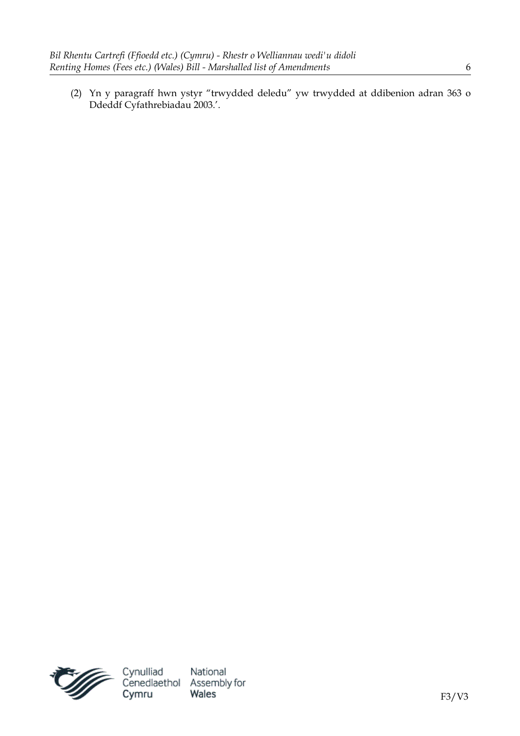(2) Yn y paragraff hwn ystyr "trwydded deledu" yw trwydded at ddibenion adran 363 o Ddeddf Cyfathrebiadau 2003.'.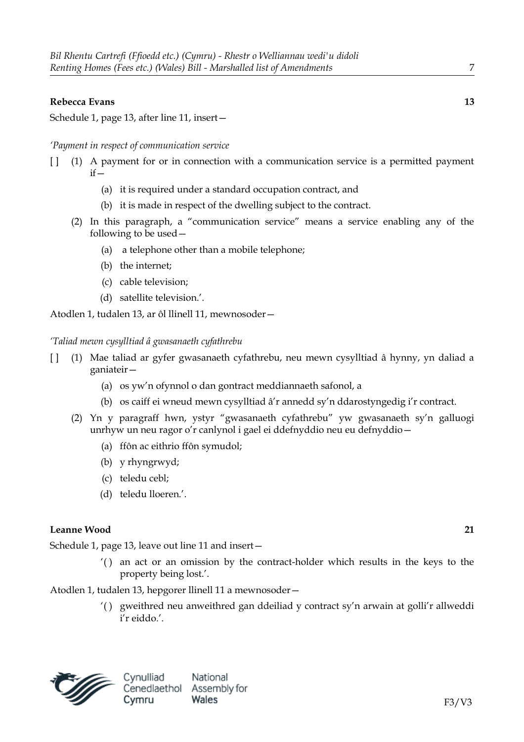**Rebecca Evans** **13**

Schedule 1, page 13, after line 11, insert—

*'Payment in respect of communication service*

[ ] (1) A payment for or in connection with a communication service is a permitted payment if—

(a) it is required under a standard occupation contract, and

(b) it is made in respect of the dwelling subject to the contract.

(2) In this paragraph, a "communication service" means a service enabling any of the following to be used—

(a) a telephone other than a mobile telephone;

(b) the internet;

(c) cable television;

(d) satellite television.'.

Atodlen 1, tudalen 13, ar ôl llinell 11, mewnosoder—

*'Taliad mewn cysylltiad â gwasanaeth cyfathrebu*

[ ] (1) Mae taliad ar gyfer gwasanaeth cyfathrebu, neu mewn cysylltiad â hynny, yn daliad a ganiateir—

(a) os yw'n ofynnol o dan gontract meddiannaeth safonol, a

(b) os caiff ei wneud mewn cysylltiad â'r annedd sy'n ddarostyngedig i'r contract.

(2) Yn y paragraff hwn, ystyr "gwasanaeth cyfathrebu" yw gwasanaeth sy'n galluogi unrhyw un neu ragor o'r canlynol i gael ei ddefnyddio neu eu defnyddio—

(a) ffôn ac eithrio ffôn symudol;

(b) y rhyngrwyd;

(c) teledu cebl;

(d) teledu lloeren.'.

**Leanne Wood** **21**

Schedule 1, page 13, leave out line 11 and insert—

'( ) an act or an omission by the contract-holder which results in the keys to the property being lost.'.

Atodlen 1, tudalen 13, hepgorer llinell 11 a mewnosoder—

'( ) gweithred neu anweithred gan ddeiliad y contract sy'n arwain at golli'r allweddi i'r eiddo.'.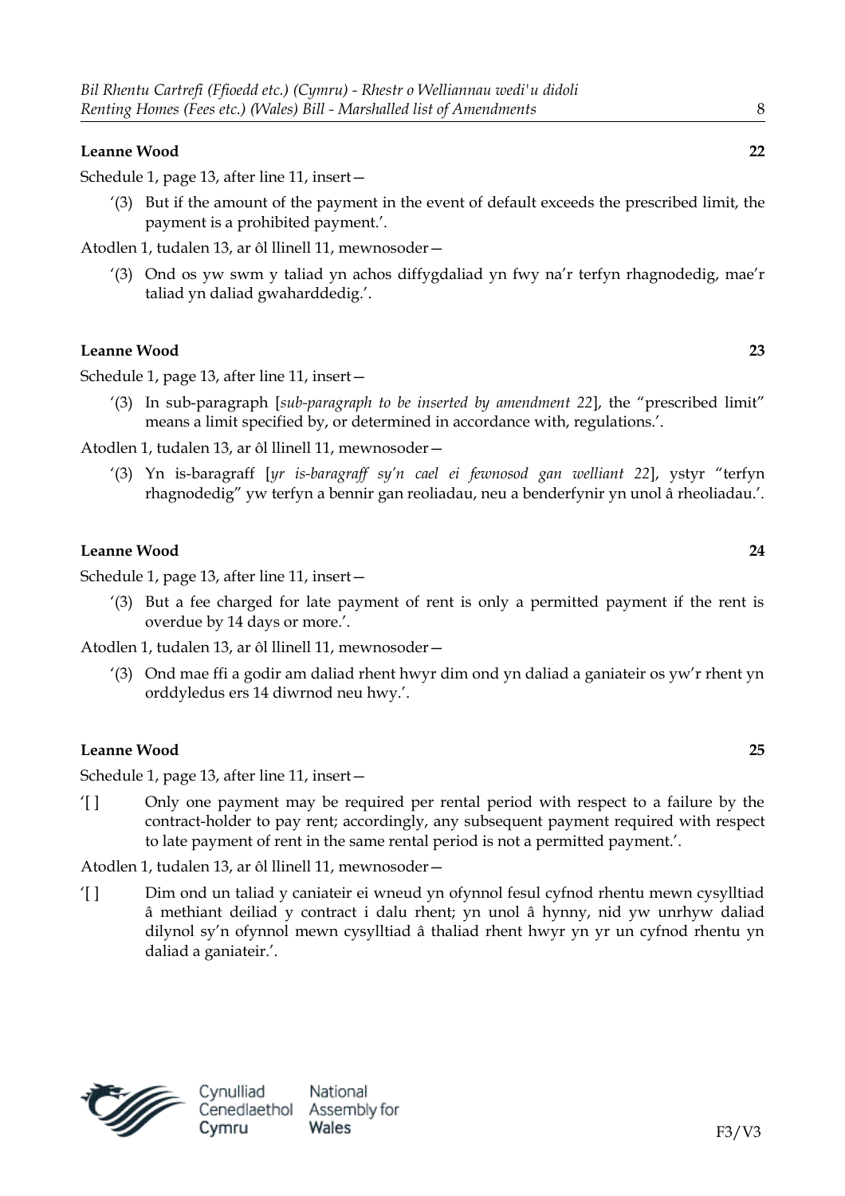**Leanne Wood** **22**

Schedule 1, page 13, after line 11, insert—

> '(3) But if the amount of the payment in the event of default exceeds the prescribed limit, the payment is a prohibited payment.'.

Atodlen 1, tudalen 13, ar ôl llinell 11, mewnosoder—

> '(3) Ond os yw swm y taliad yn achos diffygdaliad yn fwy na'r terfyn rhagnodedig, mae'r taliad yn daliad gwaharddedig.'.

**Leanne Wood** **23**

Schedule 1, page 13, after line 11, insert—

> '(3) In sub-paragraph [*sub-paragraph to be inserted by amendment 22*], the "prescribed limit" means a limit specified by, or determined in accordance with, regulations.'.

Atodlen 1, tudalen 13, ar ôl llinell 11, mewnosoder—

> '(3) Yn is-baragraff [*yr is-baragraff sy'n cael ei fewnosod gan welliant 22*], ystyr "terfyn rhagnodedig" yw terfyn a bennir gan reoliadau, neu a benderfynir yn unol â rheoliadau.'.

**Leanne Wood** **24**

Schedule 1, page 13, after line 11, insert—

> '(3) But a fee charged for late payment of rent is only a permitted payment if the rent is overdue by 14 days or more.'.

Atodlen 1, tudalen 13, ar ôl llinell 11, mewnosoder—

> '(3) Ond mae ffi a godir am daliad rhent hwyr dim ond yn daliad a ganiateir os yw'r rhent yn orddyledus ers 14 diwrnod neu hwy.'.

**Leanne Wood** **25**

Schedule 1, page 13, after line 11, insert—

'[ ] Only one payment may be required per rental period with respect to a failure by the contract-holder to pay rent; accordingly, any subsequent payment required with respect to late payment of rent in the same rental period is not a permitted payment.'.

Atodlen 1, tudalen 13, ar ôl llinell 11, mewnosoder—

'[ ] Dim ond un taliad y caniateir ei wneud yn ofynnol fesul cyfnod rhentu mewn cysylltiad â methiant deiliad y contract i dalu rhent; yn unol â hynny, nid yw unrhyw daliad dilynol sy'n ofynnol mewn cysylltiad â thaliad rhent hwyr yn yr un cyfnod rhentu yn daliad a ganiateir.'.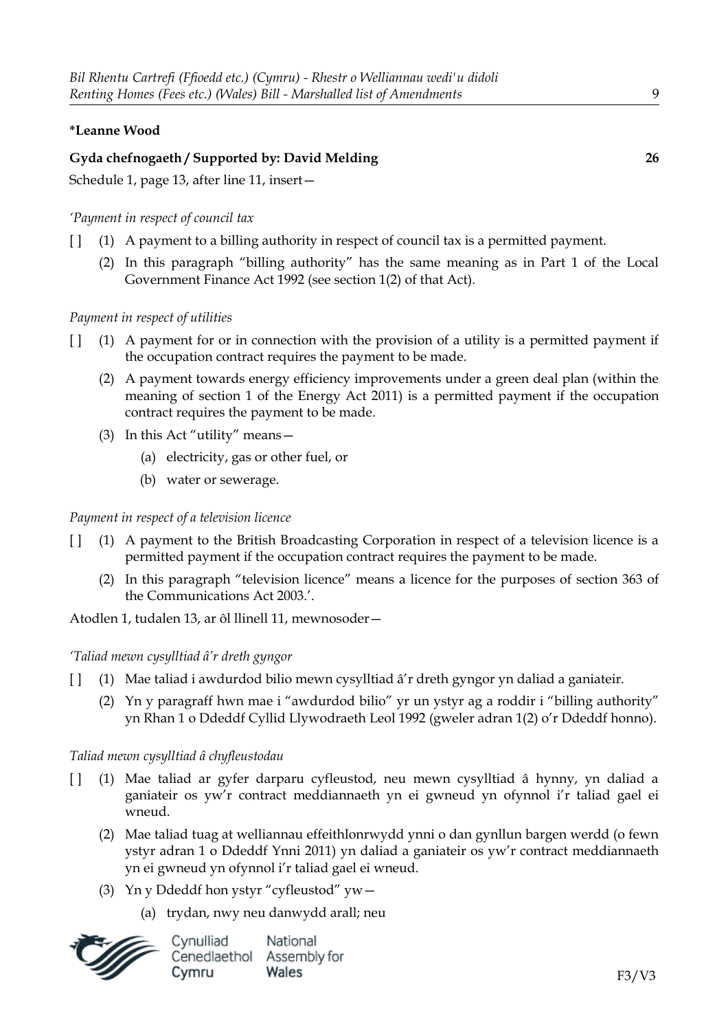**\*Leanne Wood**

**Gyda chefnogaeth / Supported by: David Melding** **26**

Schedule 1, page 13, after line 11, insert—

*'Payment in respect of council tax*

[ ] (1) A payment to a billing authority in respect of council tax is a permitted payment.

(2) In this paragraph "billing authority" has the same meaning as in Part 1 of the Local Government Finance Act 1992 (see section 1(2) of that Act).

*Payment in respect of utilities*

[ ] (1) A payment for or in connection with the provision of a utility is a permitted payment if the occupation contract requires the payment to be made.

(2) A payment towards energy efficiency improvements under a green deal plan (within the meaning of section 1 of the Energy Act 2011) is a permitted payment if the occupation contract requires the payment to be made.

(3) In this Act "utility" means—

(a) electricity, gas or other fuel, or

(b) water or sewerage.

*Payment in respect of a television licence*

[ ] (1) A payment to the British Broadcasting Corporation in respect of a television licence is a permitted payment if the occupation contract requires the payment to be made.

(2) In this paragraph "television licence" means a licence for the purposes of section 363 of the Communications Act 2003.'.

Atodlen 1, tudalen 13, ar ôl llinell 11, mewnosoder—

*'Taliad mewn cysylltiad â'r dreth gyngor*

[ ] (1) Mae taliad i awdurdod bilio mewn cysylltiad â'r dreth gyngor yn daliad a ganiateir.

(2) Yn y paragraff hwn mae i "awdurdod bilio" yr un ystyr ag a roddir i "billing authority" yn Rhan 1 o Ddeddf Cyllid Llywodraeth Leol 1992 (gweler adran 1(2) o'r Ddeddf honno).

*Taliad mewn cysylltiad â chyfleustodau*

[ ] (1) Mae taliad ar gyfer darparu cyfleustod, neu mewn cysylltiad â hynny, yn daliad a ganiateir os yw'r contract meddiannaeth yn ei gwneud yn ofynnol i'r taliad gael ei wneud.

(2) Mae taliad tuag at welliannau effeithlonrwydd ynni o dan gynllun bargen werdd (o fewn ystyr adran 1 o Ddeddf Ynni 2011) yn daliad a ganiateir os yw'r contract meddiannaeth yn ei gwneud yn ofynnol i'r taliad gael ei wneud.

(3) Yn y Ddeddf hon ystyr "cyfleustod" yw—

(a) trydan, nwy neu danwydd arall; neu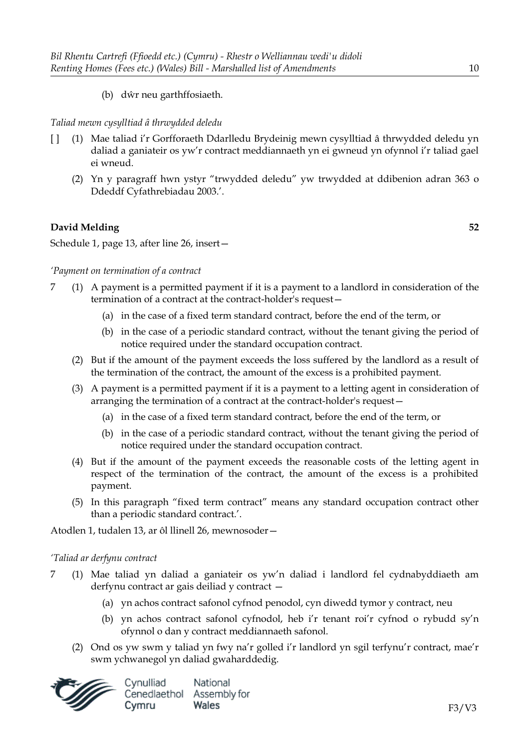(b) dŵr neu garthffosiaeth.

*Taliad mewn cysylltiad â thrwydded deledu*

[ ] (1) Mae taliad i'r Gorfforaeth Ddarlledu Brydeinig mewn cysylltiad â thrwydded deledu yn daliad a ganiateir os yw'r contract meddiannaeth yn ei gwneud yn ofynnol i'r taliad gael ei wneud.

(2) Yn y paragraff hwn ystyr "trwydded deledu" yw trwydded at ddibenion adran 363 o Ddeddf Cyfathrebiadau 2003.'.

**David Melding** **52**

Schedule 1, page 13, after line 26, insert—

*'Payment on termination of a contract*

7 (1) A payment is a permitted payment if it is a payment to a landlord in consideration of the termination of a contract at the contract-holder's request—

(a) in the case of a fixed term standard contract, before the end of the term, or

(b) in the case of a periodic standard contract, without the tenant giving the period of notice required under the standard occupation contract.

(2) But if the amount of the payment exceeds the loss suffered by the landlord as a result of the termination of the contract, the amount of the excess is a prohibited payment.

(3) A payment is a permitted payment if it is a payment to a letting agent in consideration of arranging the termination of a contract at the contract-holder's request—

(a) in the case of a fixed term standard contract, before the end of the term, or

(b) in the case of a periodic standard contract, without the tenant giving the period of notice required under the standard occupation contract.

(4) But if the amount of the payment exceeds the reasonable costs of the letting agent in respect of the termination of the contract, the amount of the excess is a prohibited payment.

(5) In this paragraph "fixed term contract" means any standard occupation contract other than a periodic standard contract.'.

Atodlen 1, tudalen 13, ar ôl llinell 26, mewnosoder—

*'Taliad ar derfynu contract*

7 (1) Mae taliad yn daliad a ganiateir os yw'n daliad i landlord fel cydnabyddiaeth am derfynu contract ar gais deiliad y contract —

(a) yn achos contract safonol cyfnod penodol, cyn diwedd tymor y contract, neu

(b) yn achos contract safonol cyfnodol, heb i'r tenant roi'r cyfnod o rybudd sy'n ofynnol o dan y contract meddiannaeth safonol.

(2) Ond os yw swm y taliad yn fwy na'r golled i'r landlord yn sgil terfynu'r contract, mae'r swm ychwanegol yn daliad gwaharddedig.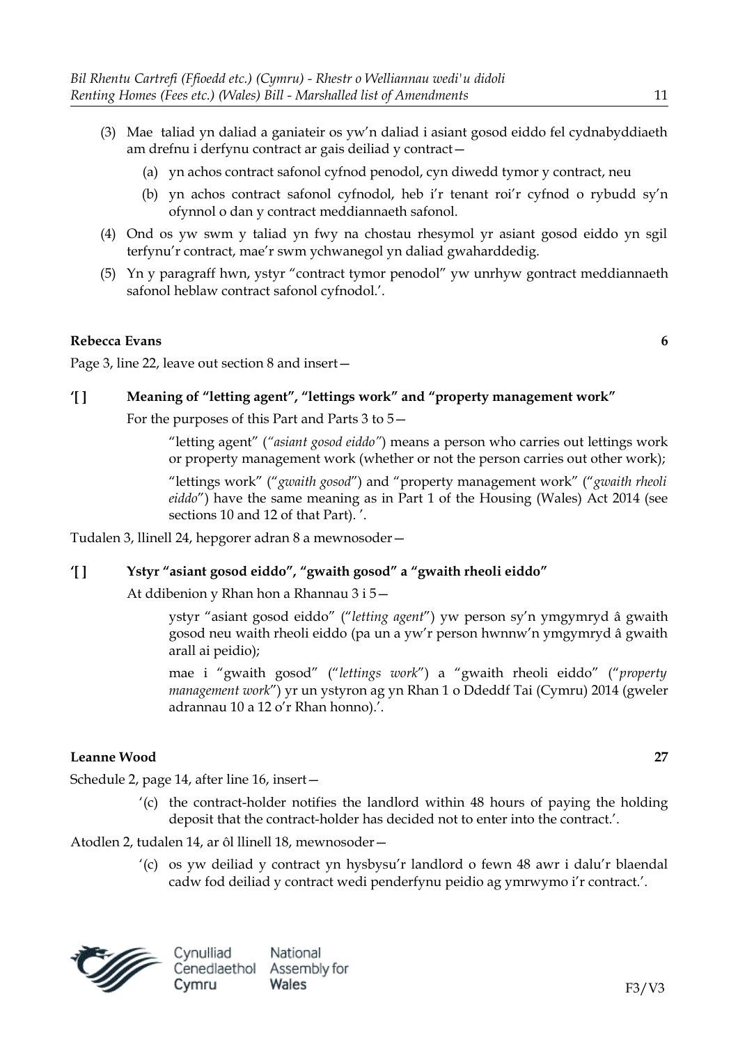(3) Mae taliad yn daliad a ganiateir os yw'n daliad i asiant gosod eiddo fel cydnabyddiaeth am drefnu i derfynu contract ar gais deiliad y contract—

(a) yn achos contract safonol cyfnod penodol, cyn diwedd tymor y contract, neu

(b) yn achos contract safonol cyfnodol, heb i'r tenant roi'r cyfnod o rybudd sy'n ofynnol o dan y contract meddiannaeth safonol.

(4) Ond os yw swm y taliad yn fwy na chostau rhesymol yr asiant gosod eiddo yn sgil terfynu'r contract, mae'r swm ychwanegol yn daliad gwaharddedig.

(5) Yn y paragraff hwn, ystyr "contract tymor penodol" yw unrhyw gontract meddiannaeth safonol heblaw contract safonol cyfnodol.'.

**Rebecca Evans** **6**

Page 3, line 22, leave out section 8 and insert—

**'[ ] Meaning of "letting agent", "lettings work" and "property management work"**

For the purposes of this Part and Parts 3 to 5—

"letting agent" (*"asiant gosod eiddo"*) means a person who carries out lettings work or property management work (whether or not the person carries out other work);

"lettings work" ("*gwaith gosod*") and "property management work" ("*gwaith rheoli eiddo*") have the same meaning as in Part 1 of the Housing (Wales) Act 2014 (see sections 10 and 12 of that Part). '.

Tudalen 3, llinell 24, hepgorer adran 8 a mewnosoder—

**'[ ] Ystyr "asiant gosod eiddo", "gwaith gosod" a "gwaith rheoli eiddo"**

At ddibenion y Rhan hon a Rhannau 3 i 5—

ystyr "asiant gosod eiddo" ("*letting agent*") yw person sy'n ymgymryd â gwaith gosod neu waith rheoli eiddo (pa un a yw'r person hwnnw'n ymgymryd â gwaith arall ai peidio);

mae i "gwaith gosod" ("*lettings work*") a "gwaith rheoli eiddo" ("*property management work*") yr un ystyron ag yn Rhan 1 o Ddeddf Tai (Cymru) 2014 (gweler adrannau 10 a 12 o'r Rhan honno).'.

**Leanne Wood** **27**

Schedule 2, page 14, after line 16, insert—

'(c) the contract-holder notifies the landlord within 48 hours of paying the holding deposit that the contract-holder has decided not to enter into the contract.'.

Atodlen 2, tudalen 14, ar ôl llinell 18, mewnosoder—

'(c) os yw deiliad y contract yn hysbysu'r landlord o fewn 48 awr i dalu'r blaendal cadw fod deiliad y contract wedi penderfynu peidio ag ymrwymo i'r contract.'.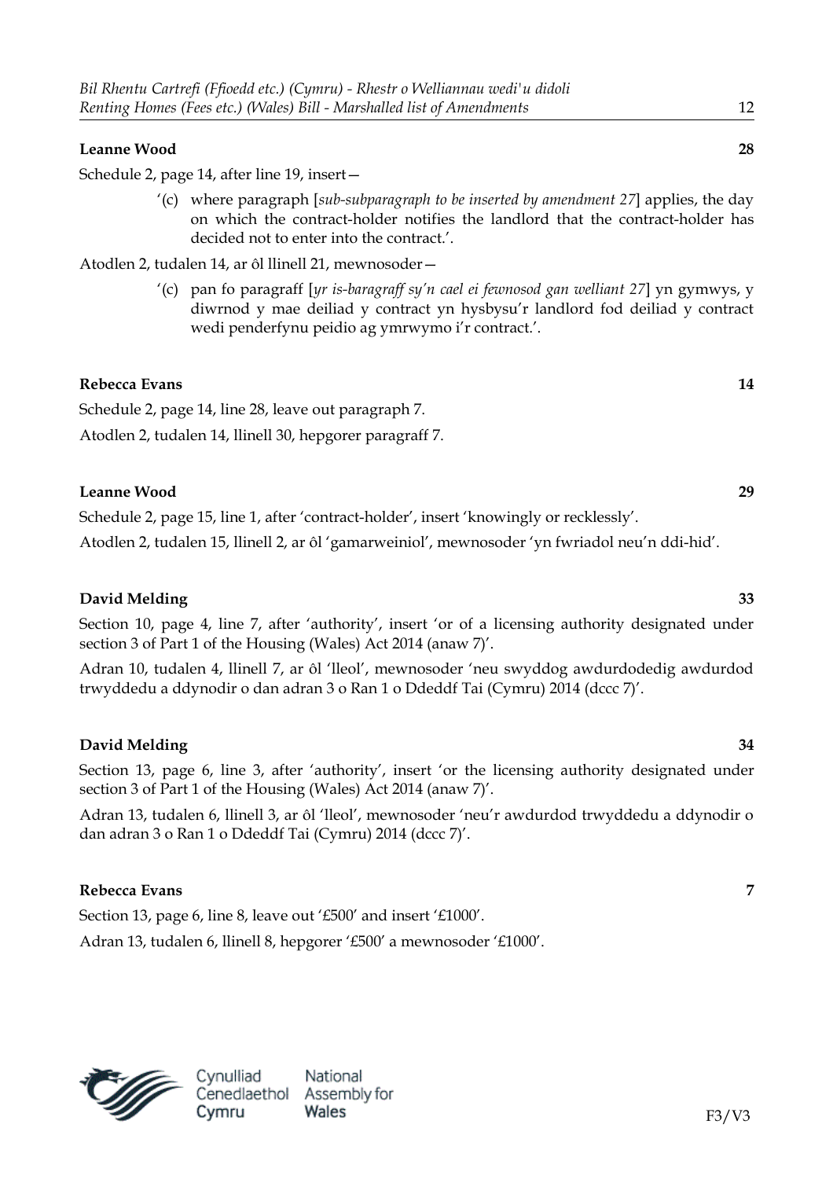**Leanne Wood** **28**

Schedule 2, page 14, after line 19, insert—

> '(c) where paragraph [*sub-subparagraph to be inserted by amendment 27*] applies, the day on which the contract-holder notifies the landlord that the contract-holder has decided not to enter into the contract.'.

Atodlen 2, tudalen 14, ar ôl llinell 21, mewnosoder—

> '(c) pan fo paragraff [*yr is-baragraff sy'n cael ei fewnosod gan welliant 27*] yn gymwys, y diwrnod y mae deiliad y contract yn hysbysu'r landlord fod deiliad y contract wedi penderfynu peidio ag ymrwymo i'r contract.'.

**Rebecca Evans** **14**

Schedule 2, page 14, line 28, leave out paragraph 7.

Atodlen 2, tudalen 14, llinell 30, hepgorer paragraff 7.

**Leanne Wood** **29**

Schedule 2, page 15, line 1, after 'contract-holder', insert 'knowingly or recklessly'.

Atodlen 2, tudalen 15, llinell 2, ar ôl 'gamarweiniol', mewnosoder 'yn fwriadol neu'n ddi-hid'.

**David Melding** **33**

Section 10, page 4, line 7, after 'authority', insert 'or of a licensing authority designated under section 3 of Part 1 of the Housing (Wales) Act 2014 (anaw 7)'.

Adran 10, tudalen 4, llinell 7, ar ôl 'lleol', mewnosoder 'neu swyddog awdurdodedig awdurdod trwyddedu a ddynodir o dan adran 3 o Ran 1 o Ddeddf Tai (Cymru) 2014 (dccc 7)'.

**David Melding** **34**

Section 13, page 6, line 3, after 'authority', insert 'or the licensing authority designated under section 3 of Part 1 of the Housing (Wales) Act 2014 (anaw 7)'.

Adran 13, tudalen 6, llinell 3, ar ôl 'lleol', mewnosoder 'neu'r awdurdod trwyddedu a ddynodir o dan adran 3 o Ran 1 o Ddeddf Tai (Cymru) 2014 (dccc 7)'.

**Rebecca Evans** **7**

Section 13, page 6, line 8, leave out '£500' and insert '£1000'.

Adran 13, tudalen 6, llinell 8, hepgorer '£500' a mewnosoder '£1000'.

F3/V3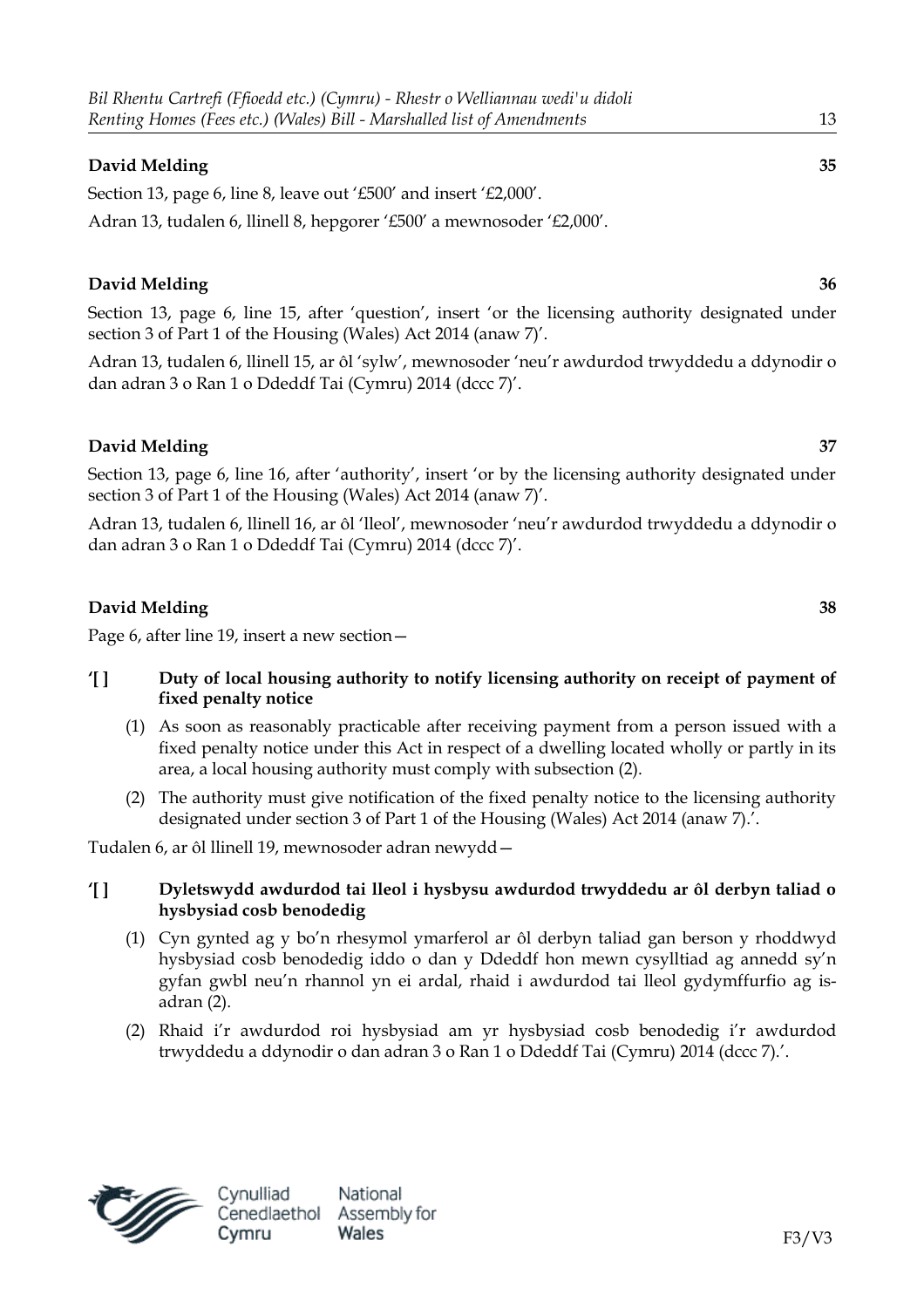**David Melding** **35**

Section 13, page 6, line 8, leave out '£500' and insert '£2,000'.

Adran 13, tudalen 6, llinell 8, hepgorer '£500' a mewnosoder '£2,000'.

**David Melding** **36**

Section 13, page 6, line 15, after 'question', insert 'or the licensing authority designated under section 3 of Part 1 of the Housing (Wales) Act 2014 (anaw 7)'.

Adran 13, tudalen 6, llinell 15, ar ôl 'sylw', mewnosoder 'neu'r awdurdod trwyddedu a ddynodir o dan adran 3 o Ran 1 o Ddeddf Tai (Cymru) 2014 (dccc 7)'.

**David Melding** **37**

Section 13, page 6, line 16, after 'authority', insert 'or by the licensing authority designated under section 3 of Part 1 of the Housing (Wales) Act 2014 (anaw 7)'.

Adran 13, tudalen 6, llinell 16, ar ôl 'lleol', mewnosoder 'neu'r awdurdod trwyddedu a ddynodir o dan adran 3 o Ran 1 o Ddeddf Tai (Cymru) 2014 (dccc 7)'.

**David Melding** **38**

Page 6, after line 19, insert a new section—

**'[ ] Duty of local housing authority to notify licensing authority on receipt of payment of fixed penalty notice**

(1) As soon as reasonably practicable after receiving payment from a person issued with a fixed penalty notice under this Act in respect of a dwelling located wholly or partly in its area, a local housing authority must comply with subsection (2).

(2) The authority must give notification of the fixed penalty notice to the licensing authority designated under section 3 of Part 1 of the Housing (Wales) Act 2014 (anaw 7).'.

Tudalen 6, ar ôl llinell 19, mewnosoder adran newydd—

**'[ ] Dyletswydd awdurdod tai lleol i hysbysu awdurdod trwyddedu ar ôl derbyn taliad o hysbysiad cosb benodedig**

(1) Cyn gynted ag y bo'n rhesymol ymarferol ar ôl derbyn taliad gan berson y rhoddwyd hysbysiad cosb benodedig iddo o dan y Ddeddf hon mewn cysylltiad ag annedd sy'n gyfan gwbl neu'n rhannol yn ei ardal, rhaid i awdurdod tai lleol gydymffurfio ag is-adran (2).

(2) Rhaid i'r awdurdod roi hysbysiad am yr hysbysiad cosb benodedig i'r awdurdod trwyddedu a ddynodir o dan adran 3 o Ran 1 o Ddeddf Tai (Cymru) 2014 (dccc 7).'.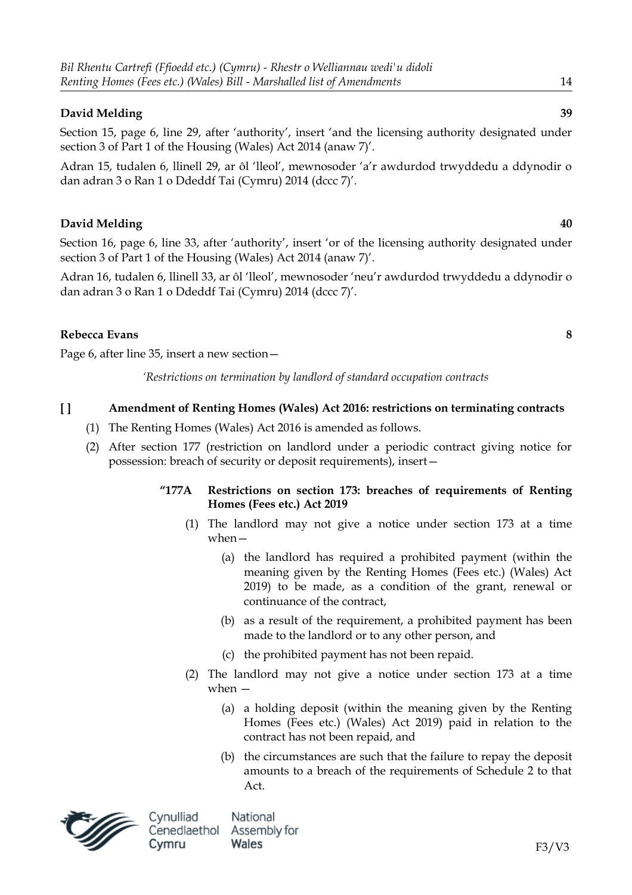**David Melding** **39**

Section 15, page 6, line 29, after 'authority', insert 'and the licensing authority designated under section 3 of Part 1 of the Housing (Wales) Act 2014 (anaw 7)'.

Adran 15, tudalen 6, llinell 29, ar ôl 'lleol', mewnosoder 'a'r awdurdod trwyddedu a ddynodir o dan adran 3 o Ran 1 o Ddeddf Tai (Cymru) 2014 (dccc 7)'.

**David Melding** **40**

Section 16, page 6, line 33, after 'authority', insert 'or of the licensing authority designated under section 3 of Part 1 of the Housing (Wales) Act 2014 (anaw 7)'.

Adran 16, tudalen 6, llinell 33, ar ôl 'lleol', mewnosoder 'neu'r awdurdod trwyddedu a ddynodir o dan adran 3 o Ran 1 o Ddeddf Tai (Cymru) 2014 (dccc 7)'.

**Rebecca Evans** **8**

Page 6, after line 35, insert a new section—

*'Restrictions on termination by landlord of standard occupation contracts*

**[ ] Amendment of Renting Homes (Wales) Act 2016: restrictions on terminating contracts**

(1) The Renting Homes (Wales) Act 2016 is amended as follows.

(2) After section 177 (restriction on landlord under a periodic contract giving notice for possession: breach of security or deposit requirements), insert—

**"177A Restrictions on section 173: breaches of requirements of Renting Homes (Fees etc.) Act 2019**

(1) The landlord may not give a notice under section 173 at a time when—

(a) the landlord has required a prohibited payment (within the meaning given by the Renting Homes (Fees etc.) (Wales) Act 2019) to be made, as a condition of the grant, renewal or continuance of the contract,

(b) as a result of the requirement, a prohibited payment has been made to the landlord or to any other person, and

(c) the prohibited payment has not been repaid.

(2) The landlord may not give a notice under section 173 at a time when —

(a) a holding deposit (within the meaning given by the Renting Homes (Fees etc.) (Wales) Act 2019) paid in relation to the contract has not been repaid, and

(b) the circumstances are such that the failure to repay the deposit amounts to a breach of the requirements of Schedule 2 to that Act.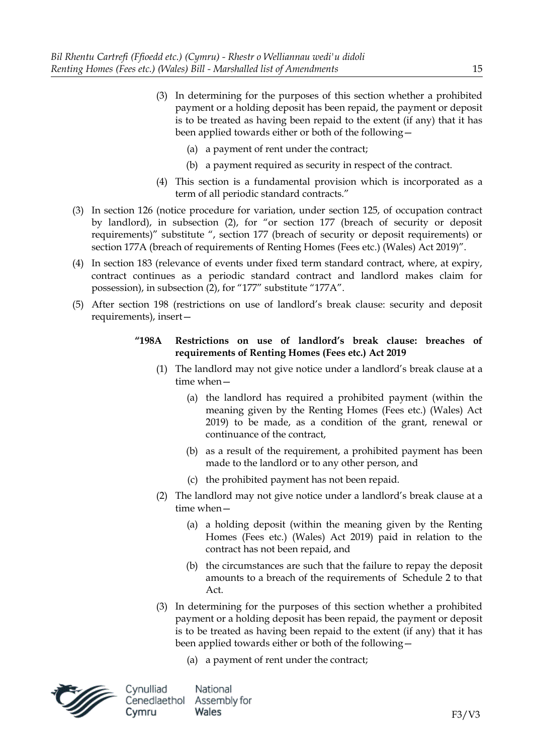(3) In determining for the purposes of this section whether a prohibited payment or a holding deposit has been repaid, the payment or deposit is to be treated as having been repaid to the extent (if any) that it has been applied towards either or both of the following—

(a) a payment of rent under the contract;

(b) a payment required as security in respect of the contract.

(4) This section is a fundamental provision which is incorporated as a term of all periodic standard contracts."

(3) In section 126 (notice procedure for variation, under section 125, of occupation contract by landlord), in subsection (2), for "or section 177 (breach of security or deposit requirements)" substitute ", section 177 (breach of security or deposit requirements) or section 177A (breach of requirements of Renting Homes (Fees etc.) (Wales) Act 2019)".

(4) In section 183 (relevance of events under fixed term standard contract, where, at expiry, contract continues as a periodic standard contract and landlord makes claim for possession), in subsection (2), for "177" substitute "177A".

(5) After section 198 (restrictions on use of landlord's break clause: security and deposit requirements), insert—

**"198A Restrictions on use of landlord's break clause: breaches of requirements of Renting Homes (Fees etc.) Act 2019**

(1) The landlord may not give notice under a landlord's break clause at a time when—

(a) the landlord has required a prohibited payment (within the meaning given by the Renting Homes (Fees etc.) (Wales) Act 2019) to be made, as a condition of the grant, renewal or continuance of the contract,

(b) as a result of the requirement, a prohibited payment has been made to the landlord or to any other person, and

(c) the prohibited payment has not been repaid.

(2) The landlord may not give notice under a landlord's break clause at a time when—

(a) a holding deposit (within the meaning given by the Renting Homes (Fees etc.) (Wales) Act 2019) paid in relation to the contract has not been repaid, and

(b) the circumstances are such that the failure to repay the deposit amounts to a breach of the requirements of Schedule 2 to that Act.

(3) In determining for the purposes of this section whether a prohibited payment or a holding deposit has been repaid, the payment or deposit is to be treated as having been repaid to the extent (if any) that it has been applied towards either or both of the following—

(a) a payment of rent under the contract;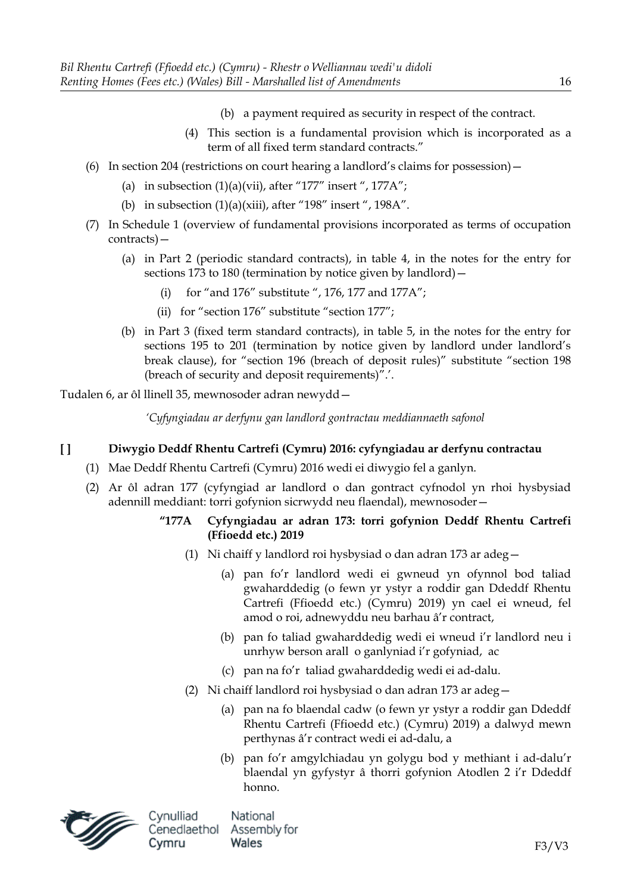(b) a payment required as security in respect of the contract.

(4) This section is a fundamental provision which is incorporated as a term of all fixed term standard contracts.”

(6) In section 204 (restrictions on court hearing a landlord’s claims for possession)—

(a) in subsection (1)(a)(vii), after “177” insert “, 177A”;

(b) in subsection (1)(a)(xiii), after “198” insert “, 198A”.

(7) In Schedule 1 (overview of fundamental provisions incorporated as terms of occupation contracts)—

(a) in Part 2 (periodic standard contracts), in table 4, in the notes for the entry for sections 173 to 180 (termination by notice given by landlord)—

(i) for “and 176” substitute “, 176, 177 and 177A”;

(ii) for “section 176” substitute “section 177”;

(b) in Part 3 (fixed term standard contracts), in table 5, in the notes for the entry for sections 195 to 201 (termination by notice given by landlord under landlord’s break clause), for “section 196 (breach of deposit rules)” substitute “section 198 (breach of security and deposit requirements)”.’.

Tudalen 6, ar ôl llinell 35, mewnosoder adran newydd—

*‘Cyfyngiadau ar derfynu gan landlord gontractau meddiannaeth safonol*

**[ ] Diwygio Deddf Rhentu Cartrefi (Cymru) 2016: cyfyngiadau ar derfynu contractau**

(1) Mae Deddf Rhentu Cartrefi (Cymru) 2016 wedi ei diwygio fel a ganlyn.

(2) Ar ôl adran 177 (cyfyngiad ar landlord o dan gontract cyfnodol yn rhoi hysbysiad adennill meddiant: torri gofynion sicrwydd neu flaendal), mewnosoder—

**“177A Cyfyngiadau ar adran 173: torri gofynion Deddf Rhentu Cartrefi (Ffioedd etc.) 2019**

(1) Ni chaiff y landlord roi hysbysiad o dan adran 173 ar adeg—

(a) pan fo’r landlord wedi ei gwneud yn ofynnol bod taliad gwaharddedig (o fewn yr ystyr a roddir gan Ddeddf Rhentu Cartrefi (Ffioedd etc.) (Cymru) 2019) yn cael ei wneud, fel amod o roi, adnewyddu neu barhau â’r contract,

(b) pan fo taliad gwaharddedig wedi ei wneud i’r landlord neu i unrhyw berson arall o ganlyniad i’r gofyniad, ac

(c) pan na fo’r taliad gwaharddedig wedi ei ad-dalu.

(2) Ni chaiff landlord roi hysbysiad o dan adran 173 ar adeg—

(a) pan na fo blaendal cadw (o fewn yr ystyr a roddir gan Ddeddf Rhentu Cartrefi (Ffioedd etc.) (Cymru) 2019) a dalwyd mewn perthynas â’r contract wedi ei ad-dalu, a

(b) pan fo’r amgylchiadau yn golygu bod y methiant i ad-dalu’r blaendal yn gyfystyr â thorri gofynion Atodlen 2 i’r Ddeddf honno.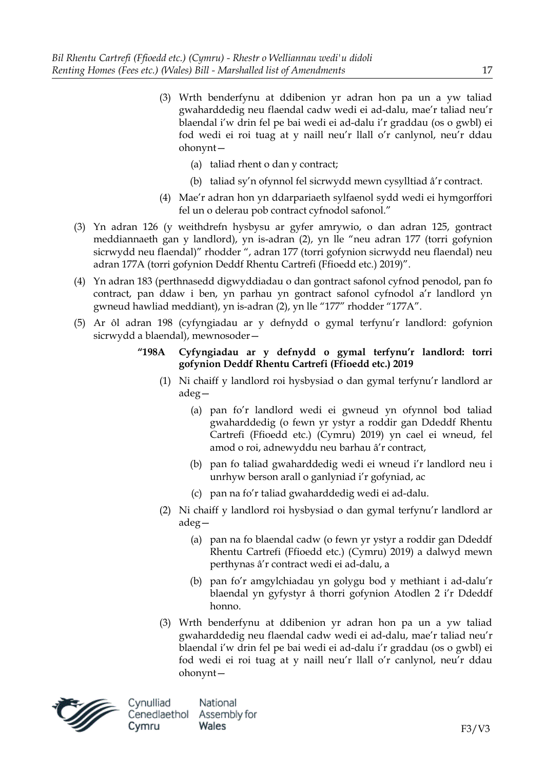(3) Wrth benderfynu at ddibenion yr adran hon pa un a yw taliad gwaharddedig neu flaendal cadw wedi ei ad-dalu, mae'r taliad neu'r blaendal i'w drin fel pe bai wedi ei ad-dalu i'r graddau (os o gwbl) ei fod wedi ei roi tuag at y naill neu'r llall o'r canlynol, neu'r ddau ohonynt—

(a) taliad rhent o dan y contract;

(b) taliad sy'n ofynnol fel sicrwydd mewn cysylltiad â'r contract.

(4) Mae'r adran hon yn ddarpariaeth sylfaenol sydd wedi ei hymgorffori fel un o delerau pob contract cyfnodol safonol."

(3) Yn adran 126 (y weithdrefn hysbysu ar gyfer amrywio, o dan adran 125, gontract meddiannaeth gan y landlord), yn is-adran (2), yn lle "neu adran 177 (torri gofynion sicrwydd neu flaendal)" rhodder ", adran 177 (torri gofynion sicrwydd neu flaendal) neu adran 177A (torri gofynion Deddf Rhentu Cartrefi (Ffioedd etc.) 2019)".

(4) Yn adran 183 (perthnasedd digwyddiadau o dan gontract safonol cyfnod penodol, pan fo contract, pan ddaw i ben, yn parhau yn gontract safonol cyfnodol a'r landlord yn gwneud hawliad meddiant), yn is-adran (2), yn lle "177" rhodder "177A".

(5) Ar ôl adran 198 (cyfyngiadau ar y defnydd o gymal terfynu'r landlord: gofynion sicrwydd a blaendal), mewnosoder—

**"198A Cyfyngiadau ar y defnydd o gymal terfynu'r landlord: torri gofynion Deddf Rhentu Cartrefi (Ffioedd etc.) 2019**

(1) Ni chaiff y landlord roi hysbysiad o dan gymal terfynu'r landlord ar adeg—

(a) pan fo'r landlord wedi ei gwneud yn ofynnol bod taliad gwaharddedig (o fewn yr ystyr a roddir gan Ddeddf Rhentu Cartrefi (Ffioedd etc.) (Cymru) 2019) yn cael ei wneud, fel amod o roi, adnewyddu neu barhau â'r contract,

(b) pan fo taliad gwaharddedig wedi ei wneud i'r landlord neu i unrhyw berson arall o ganlyniad i'r gofyniad, ac

(c) pan na fo'r taliad gwaharddedig wedi ei ad-dalu.

(2) Ni chaiff y landlord roi hysbysiad o dan gymal terfynu'r landlord ar adeg—

(a) pan na fo blaendal cadw (o fewn yr ystyr a roddir gan Ddeddf Rhentu Cartrefi (Ffioedd etc.) (Cymru) 2019) a dalwyd mewn perthynas â'r contract wedi ei ad-dalu, a

(b) pan fo'r amgylchiadau yn golygu bod y methiant i ad-dalu'r blaendal yn gyfystyr â thorri gofynion Atodlen 2 i'r Ddeddf honno.

(3) Wrth benderfynu at ddibenion yr adran hon pa un a yw taliad gwaharddedig neu flaendal cadw wedi ei ad-dalu, mae'r taliad neu'r blaendal i'w drin fel pe bai wedi ei ad-dalu i'r graddau (os o gwbl) ei fod wedi ei roi tuag at y naill neu'r llall o'r canlynol, neu'r ddau ohonynt—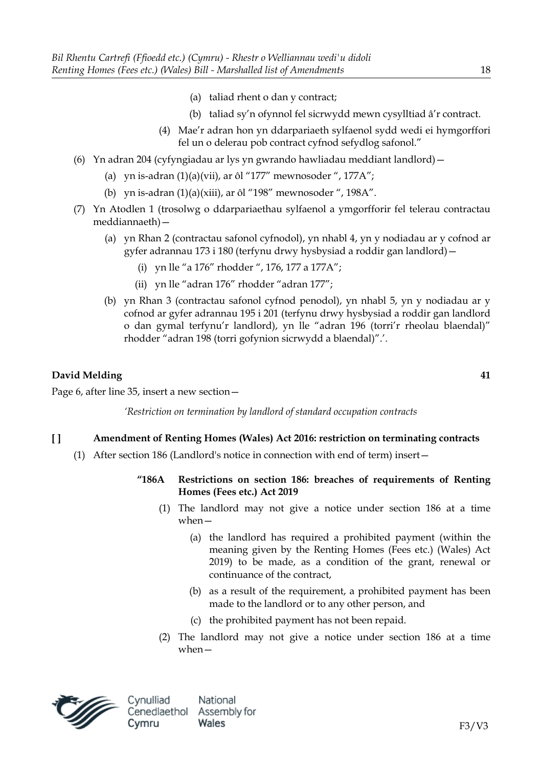(a) taliad rhent o dan y contract;

(b) taliad sy'n ofynnol fel sicrwydd mewn cysylltiad â'r contract.

(4) Mae'r adran hon yn ddarpariaeth sylfaenol sydd wedi ei hymgorffori fel un o delerau pob contract cyfnod sefydlog safonol."

(6) Yn adran 204 (cyfyngiadau ar lys yn gwrando hawliadau meddiant landlord)—

(a) yn is-adran (1)(a)(vii), ar ôl "177" mewnosoder ", 177A";

(b) yn is-adran (1)(a)(xiii), ar ôl "198" mewnosoder ", 198A".

(7) Yn Atodlen 1 (trosolwg o ddarpariaethau sylfaenol a ymgorfforir fel telerau contractau meddiannaeth)—

(a) yn Rhan 2 (contractau safonol cyfnodol), yn nhabl 4, yn y nodiadau ar y cofnod ar gyfer adrannau 173 i 180 (terfynu drwy hysbysiad a roddir gan landlord)—

(i) yn lle "a 176" rhodder ", 176, 177 a 177A";

(ii) yn lle "adran 176" rhodder "adran 177";

(b) yn Rhan 3 (contractau safonol cyfnod penodol), yn nhabl 5, yn y nodiadau ar y cofnod ar gyfer adrannau 195 i 201 (terfynu drwy hysbysiad a roddir gan landlord o dan gymal terfynu'r landlord), yn lle "adran 196 (torri'r rheolau blaendal)" rhodder "adran 198 (torri gofynion sicrwydd a blaendal)".'.

**David Melding** **41**

Page 6, after line 35, insert a new section—

*'Restriction on termination by landlord of standard occupation contracts*

**[ ] Amendment of Renting Homes (Wales) Act 2016: restriction on terminating contracts**

(1) After section 186 (Landlord's notice in connection with end of term) insert—

**"186A Restrictions on section 186: breaches of requirements of Renting Homes (Fees etc.) Act 2019**

(1) The landlord may not give a notice under section 186 at a time when—

(a) the landlord has required a prohibited payment (within the meaning given by the Renting Homes (Fees etc.) (Wales) Act 2019) to be made, as a condition of the grant, renewal or continuance of the contract,

(b) as a result of the requirement, a prohibited payment has been made to the landlord or to any other person, and

(c) the prohibited payment has not been repaid.

(2) The landlord may not give a notice under section 186 at a time when—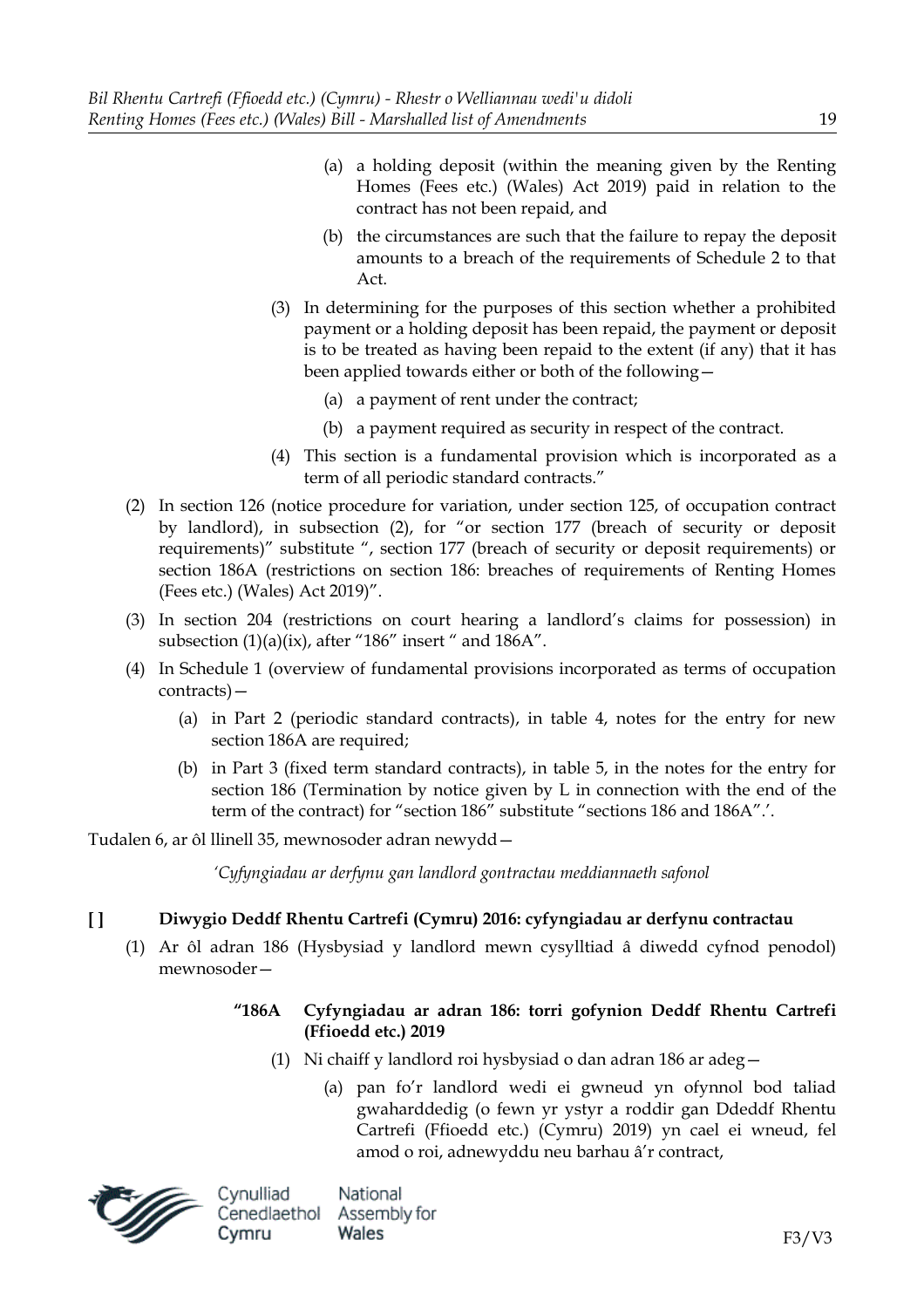(a) a holding deposit (within the meaning given by the Renting Homes (Fees etc.) (Wales) Act 2019) paid in relation to the contract has not been repaid, and

(b) the circumstances are such that the failure to repay the deposit amounts to a breach of the requirements of Schedule 2 to that Act.

(3) In determining for the purposes of this section whether a prohibited payment or a holding deposit has been repaid, the payment or deposit is to be treated as having been repaid to the extent (if any) that it has been applied towards either or both of the following—

(a) a payment of rent under the contract;

(b) a payment required as security in respect of the contract.

(4) This section is a fundamental provision which is incorporated as a term of all periodic standard contracts."

(2) In section 126 (notice procedure for variation, under section 125, of occupation contract by landlord), in subsection (2), for "or section 177 (breach of security or deposit requirements)" substitute ", section 177 (breach of security or deposit requirements) or section 186A (restrictions on section 186: breaches of requirements of Renting Homes (Fees etc.) (Wales) Act 2019)".

(3) In section 204 (restrictions on court hearing a landlord's claims for possession) in subsection (1)(a)(ix), after "186" insert " and 186A".

(4) In Schedule 1 (overview of fundamental provisions incorporated as terms of occupation contracts)—

(a) in Part 2 (periodic standard contracts), in table 4, notes for the entry for new section 186A are required;

(b) in Part 3 (fixed term standard contracts), in table 5, in the notes for the entry for section 186 (Termination by notice given by L in connection with the end of the term of the contract) for "section 186" substitute "sections 186 and 186A".'.

Tudalen 6, ar ôl llinell 35, mewnosoder adran newydd—

*'Cyfyngiadau ar derfynu gan landlord gontractau meddiannaeth safonol*

**[ ] Diwygio Deddf Rhentu Cartrefi (Cymru) 2016: cyfyngiadau ar derfynu contractau**

(1) Ar ôl adran 186 (Hysbysiad y landlord mewn cysylltiad â diwedd cyfnod penodol) mewnosoder—

**"186A Cyfyngiadau ar adran 186: torri gofynion Deddf Rhentu Cartrefi (Ffioedd etc.) 2019**

(1) Ni chaiff y landlord roi hysbysiad o dan adran 186 ar adeg—

(a) pan fo'r landlord wedi ei gwneud yn ofynnol bod taliad gwaharddedig (o fewn yr ystyr a roddir gan Ddeddf Rhentu Cartrefi (Ffioedd etc.) (Cymru) 2019) yn cael ei wneud, fel amod o roi, adnewyddu neu barhau â'r contract,

F3/V3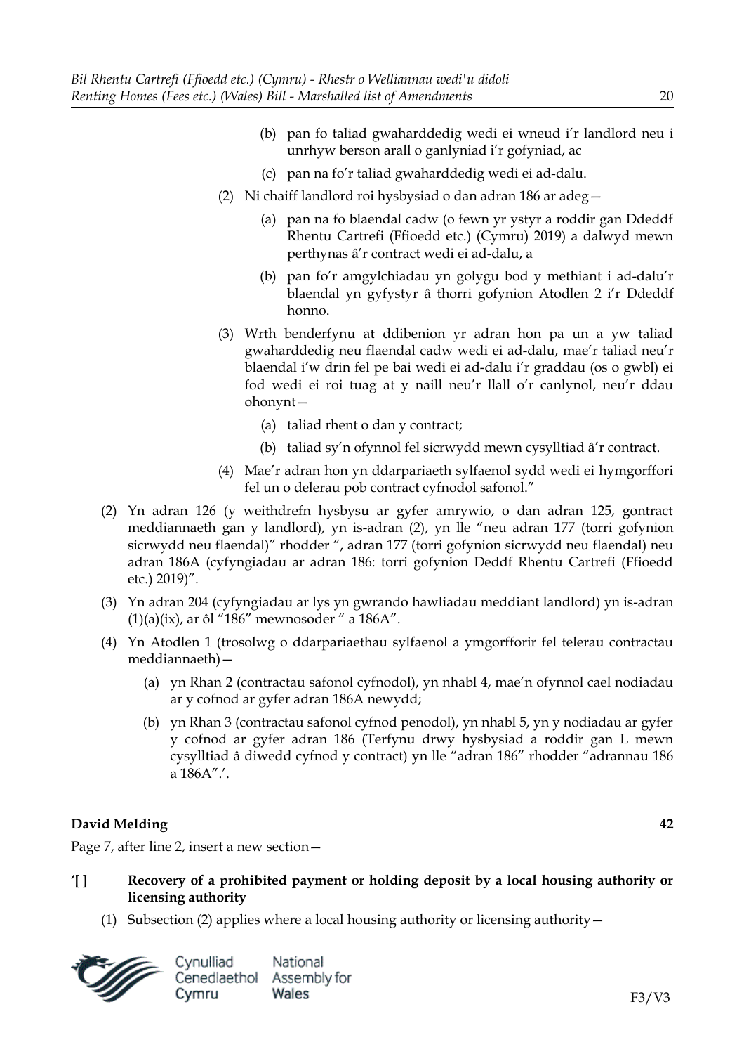(b) pan fo taliad gwaharddedig wedi ei wneud i'r landlord neu i unrhyw berson arall o ganlyniad i'r gofyniad, ac

(c) pan na fo'r taliad gwaharddedig wedi ei ad-dalu.

(2) Ni chaiff landlord roi hysbysiad o dan adran 186 ar adeg—

(a) pan na fo blaendal cadw (o fewn yr ystyr a roddir gan Ddeddf Rhentu Cartrefi (Ffioedd etc.) (Cymru) 2019) a dalwyd mewn perthynas â'r contract wedi ei ad-dalu, a

(b) pan fo'r amgylchiadau yn golygu bod y methiant i ad-dalu'r blaendal yn gyfystyr â thorri gofynion Atodlen 2 i'r Ddeddf honno.

(3) Wrth benderfynu at ddibenion yr adran hon pa un a yw taliad gwaharddedig neu flaendal cadw wedi ei ad-dalu, mae'r taliad neu'r blaendal i'w drin fel pe bai wedi ei ad-dalu i'r graddau (os o gwbl) ei fod wedi ei roi tuag at y naill neu'r llall o'r canlynol, neu'r ddau ohonynt—

(a) taliad rhent o dan y contract;

(b) taliad sy'n ofynnol fel sicrwydd mewn cysylltiad â'r contract.

(4) Mae'r adran hon yn ddarpariaeth sylfaenol sydd wedi ei hymgorffori fel un o delerau pob contract cyfnodol safonol."

(2) Yn adran 126 (y weithdrefn hysbysu ar gyfer amrywio, o dan adran 125, gontract meddiannaeth gan y landlord), yn is-adran (2), yn lle "neu adran 177 (torri gofynion sicrwydd neu flaendal)" rhodder ", adran 177 (torri gofynion sicrwydd neu flaendal) neu adran 186A (cyfyngiadau ar adran 186: torri gofynion Deddf Rhentu Cartrefi (Ffioedd etc.) 2019)".

(3) Yn adran 204 (cyfyngiadau ar lys yn gwrando hawliadau meddiant landlord) yn is-adran (1)(a)(ix), ar ôl "186" mewnosoder " a 186A".

(4) Yn Atodlen 1 (trosolwg o ddarpariaethau sylfaenol a ymgorfforir fel telerau contractau meddiannaeth)—

(a) yn Rhan 2 (contractau safonol cyfnodol), yn nhabl 4, mae'n ofynnol cael nodiadau ar y cofnod ar gyfer adran 186A newydd;

(b) yn Rhan 3 (contractau safonol cyfnod penodol), yn nhabl 5, yn y nodiadau ar gyfer y cofnod ar gyfer adran 186 (Terfynu drwy hysbysiad a roddir gan L mewn cysylltiad â diwedd cyfnod y contract) yn lle "adran 186" rhodder "adrannau 186 a 186A".'.

**David Melding** **42**

Page 7, after line 2, insert a new section—

**'[ ] Recovery of a prohibited payment or holding deposit by a local housing authority or licensing authority**

(1) Subsection (2) applies where a local housing authority or licensing authority—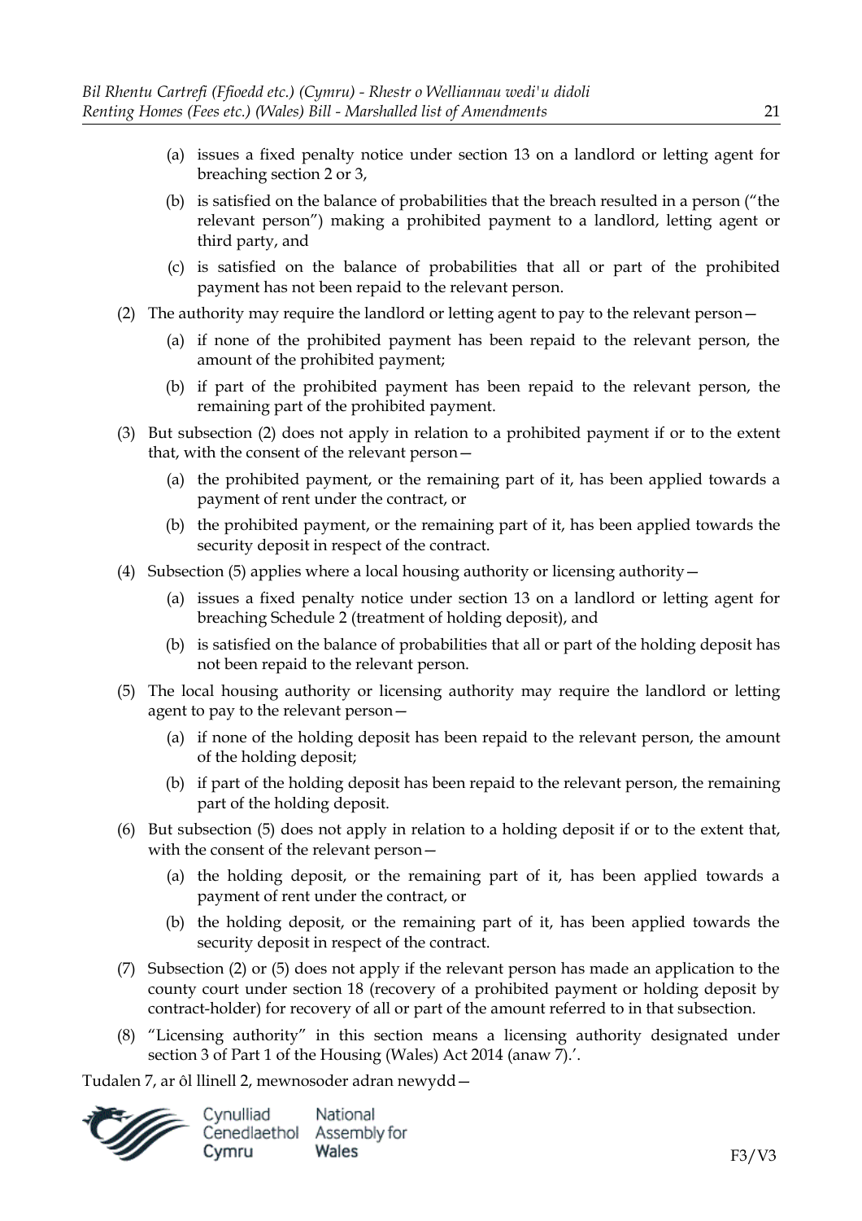(a) issues a fixed penalty notice under section 13 on a landlord or letting agent for breaching section 2 or 3,

(b) is satisfied on the balance of probabilities that the breach resulted in a person ("the relevant person") making a prohibited payment to a landlord, letting agent or third party, and

(c) is satisfied on the balance of probabilities that all or part of the prohibited payment has not been repaid to the relevant person.

(2) The authority may require the landlord or letting agent to pay to the relevant person—

(a) if none of the prohibited payment has been repaid to the relevant person, the amount of the prohibited payment;

(b) if part of the prohibited payment has been repaid to the relevant person, the remaining part of the prohibited payment.

(3) But subsection (2) does not apply in relation to a prohibited payment if or to the extent that, with the consent of the relevant person—

(a) the prohibited payment, or the remaining part of it, has been applied towards a payment of rent under the contract, or

(b) the prohibited payment, or the remaining part of it, has been applied towards the security deposit in respect of the contract.

(4) Subsection (5) applies where a local housing authority or licensing authority—

(a) issues a fixed penalty notice under section 13 on a landlord or letting agent for breaching Schedule 2 (treatment of holding deposit), and

(b) is satisfied on the balance of probabilities that all or part of the holding deposit has not been repaid to the relevant person.

(5) The local housing authority or licensing authority may require the landlord or letting agent to pay to the relevant person—

(a) if none of the holding deposit has been repaid to the relevant person, the amount of the holding deposit;

(b) if part of the holding deposit has been repaid to the relevant person, the remaining part of the holding deposit.

(6) But subsection (5) does not apply in relation to a holding deposit if or to the extent that, with the consent of the relevant person—

(a) the holding deposit, or the remaining part of it, has been applied towards a payment of rent under the contract, or

(b) the holding deposit, or the remaining part of it, has been applied towards the security deposit in respect of the contract.

(7) Subsection (2) or (5) does not apply if the relevant person has made an application to the county court under section 18 (recovery of a prohibited payment or holding deposit by contract-holder) for recovery of all or part of the amount referred to in that subsection.

(8) "Licensing authority" in this section means a licensing authority designated under section 3 of Part 1 of the Housing (Wales) Act 2014 (anaw 7).'.

Tudalen 7, ar ôl llinell 2, mewnosoder adran newydd—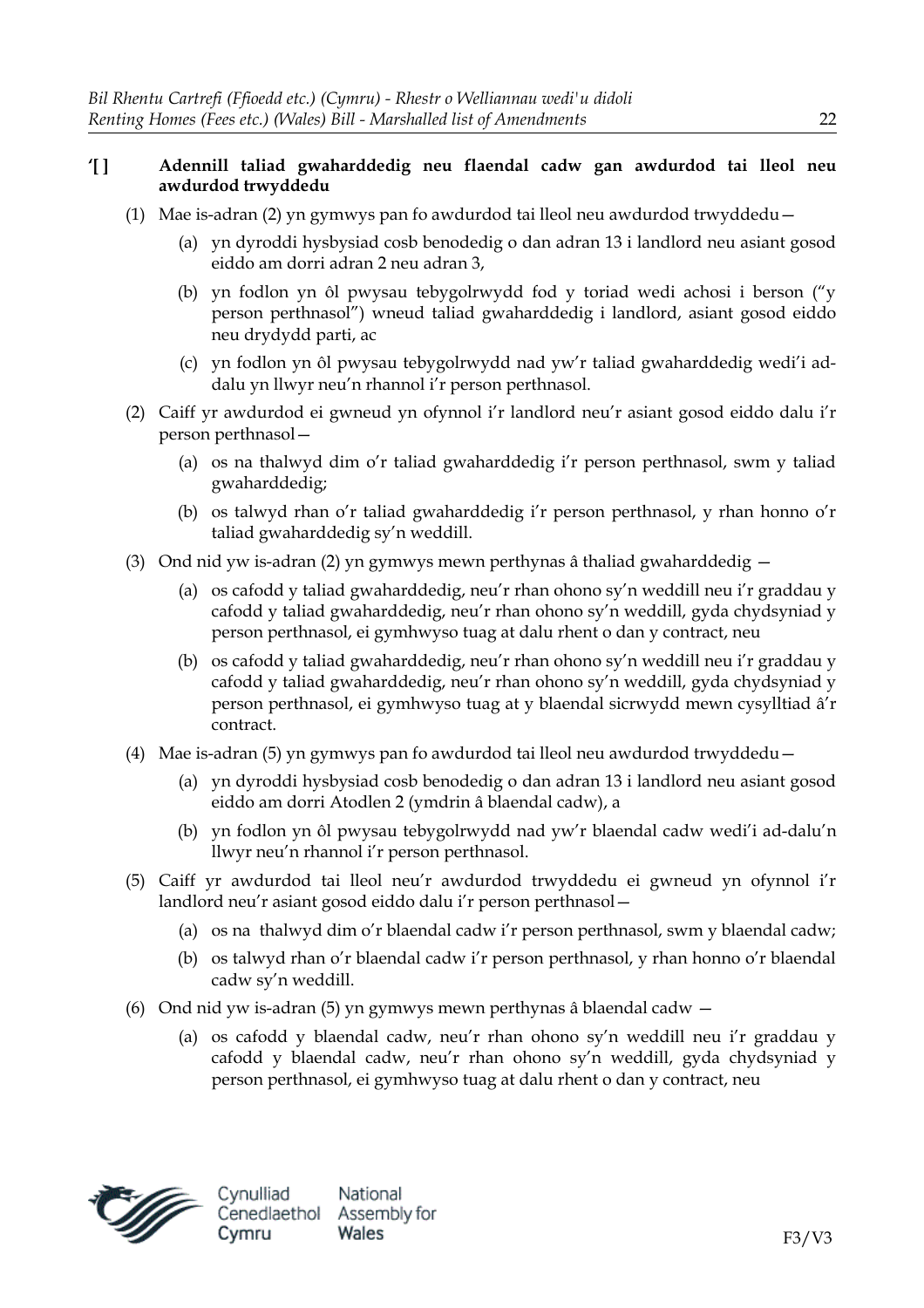'[ ] **Adennill taliad gwaharddedig neu flaendal cadw gan awdurdod tai lleol neu awdurdod trwyddedu**

(1) Mae is-adran (2) yn gymwys pan fo awdurdod tai lleol neu awdurdod trwyddedu—

(a) yn dyroddi hysbysiad cosb benodedig o dan adran 13 i landlord neu asiant gosod eiddo am dorri adran 2 neu adran 3,

(b) yn fodlon yn ôl pwysau tebygolrwydd fod y toriad wedi achosi i berson ("y person perthnasol") wneud taliad gwaharddedig i landlord, asiant gosod eiddo neu drydydd parti, ac

(c) yn fodlon yn ôl pwysau tebygolrwydd nad yw'r taliad gwaharddedig wedi'i ad-dalu yn llwyr neu'n rhannol i'r person perthnasol.

(2) Caiff yr awdurdod ei gwneud yn ofynnol i'r landlord neu'r asiant gosod eiddo dalu i'r person perthnasol—

(a) os na thalwyd dim o'r taliad gwaharddedig i'r person perthnasol, swm y taliad gwaharddedig;

(b) os talwyd rhan o'r taliad gwaharddedig i'r person perthnasol, y rhan honno o'r taliad gwaharddedig sy'n weddill.

(3) Ond nid yw is-adran (2) yn gymwys mewn perthynas â thaliad gwaharddedig —

(a) os cafodd y taliad gwaharddedig, neu'r rhan ohono sy'n weddill neu i'r graddau y cafodd y taliad gwaharddedig, neu'r rhan ohono sy'n weddill, gyda chydsyniad y person perthnasol, ei gymhwyso tuag at dalu rhent o dan y contract, neu

(b) os cafodd y taliad gwaharddedig, neu'r rhan ohono sy'n weddill neu i'r graddau y cafodd y taliad gwaharddedig, neu'r rhan ohono sy'n weddill, gyda chydsyniad y person perthnasol, ei gymhwyso tuag at y blaendal sicrwydd mewn cysylltiad â'r contract.

(4) Mae is-adran (5) yn gymwys pan fo awdurdod tai lleol neu awdurdod trwyddedu—

(a) yn dyroddi hysbysiad cosb benodedig o dan adran 13 i landlord neu asiant gosod eiddo am dorri Atodlen 2 (ymdrin â blaendal cadw), a

(b) yn fodlon yn ôl pwysau tebygolrwydd nad yw'r blaendal cadw wedi'i ad-dalu'n llwyr neu'n rhannol i'r person perthnasol.

(5) Caiff yr awdurdod tai lleol neu'r awdurdod trwyddedu ei gwneud yn ofynnol i'r landlord neu'r asiant gosod eiddo dalu i'r person perthnasol—

(a) os na thalwyd dim o'r blaendal cadw i'r person perthnasol, swm y blaendal cadw;

(b) os talwyd rhan o'r blaendal cadw i'r person perthnasol, y rhan honno o'r blaendal cadw sy'n weddill.

(6) Ond nid yw is-adran (5) yn gymwys mewn perthynas â blaendal cadw —

(a) os cafodd y blaendal cadw, neu'r rhan ohono sy'n weddill neu i'r graddau y cafodd y blaendal cadw, neu'r rhan ohono sy'n weddill, gyda chydsyniad y person perthnasol, ei gymhwyso tuag at dalu rhent o dan y contract, neu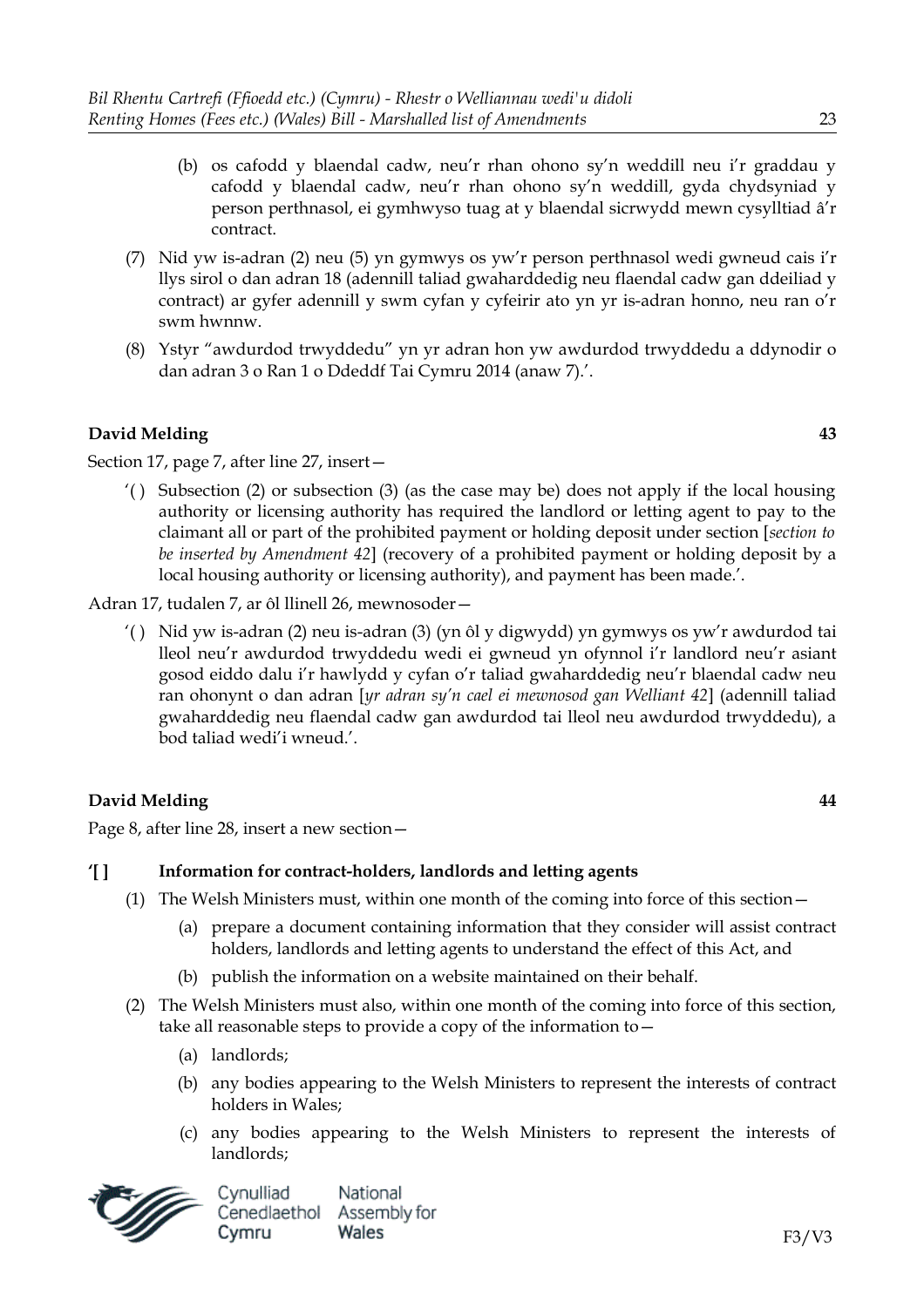(b) os cafodd y blaendal cadw, neu'r rhan ohono sy'n weddill neu i'r graddau y cafodd y blaendal cadw, neu'r rhan ohono sy'n weddill, gyda chydsyniad y person perthnasol, ei gymhwyso tuag at y blaendal sicrwydd mewn cysylltiad â'r contract.

(7) Nid yw is-adran (2) neu (5) yn gymwys os yw'r person perthnasol wedi gwneud cais i'r llys sirol o dan adran 18 (adennill taliad gwaharddedig neu flaendal cadw gan ddeiliad y contract) ar gyfer adennill y swm cyfan y cyfeirir ato yn yr is-adran honno, neu ran o'r swm hwnnw.

(8) Ystyr "awdurdod trwyddedu" yn yr adran hon yw awdurdod trwyddedu a ddynodir o dan adran 3 o Ran 1 o Ddeddf Tai Cymru 2014 (anaw 7).'.

**David Melding** **43**

Section 17, page 7, after line 27, insert—

'( ) Subsection (2) or subsection (3) (as the case may be) does not apply if the local housing authority or licensing authority has required the landlord or letting agent to pay to the claimant all or part of the prohibited payment or holding deposit under section [*section to be inserted by Amendment 42*] (recovery of a prohibited payment or holding deposit by a local housing authority or licensing authority), and payment has been made.'.

Adran 17, tudalen 7, ar ôl llinell 26, mewnosoder—

'( ) Nid yw is-adran (2) neu is-adran (3) (yn ôl y digwydd) yn gymwys os yw'r awdurdod tai lleol neu'r awdurdod trwyddedu wedi ei gwneud yn ofynnol i'r landlord neu'r asiant gosod eiddo dalu i'r hawlydd y cyfan o'r taliad gwaharddedig neu'r blaendal cadw neu ran ohonynt o dan adran [*yr adran sy'n cael ei mewnosod gan Welliant 42*] (adennill taliad gwaharddedig neu flaendal cadw gan awdurdod tai lleol neu awdurdod trwyddedu), a bod taliad wedi'i wneud.'.

**David Melding** **44**

Page 8, after line 28, insert a new section—

**'[ ] Information for contract-holders, landlords and letting agents**

(1) The Welsh Ministers must, within one month of the coming into force of this section—

(a) prepare a document containing information that they consider will assist contract holders, landlords and letting agents to understand the effect of this Act, and

(b) publish the information on a website maintained on their behalf.

(2) The Welsh Ministers must also, within one month of the coming into force of this section, take all reasonable steps to provide a copy of the information to—

(a) landlords;

(b) any bodies appearing to the Welsh Ministers to represent the interests of contract holders in Wales;

(c) any bodies appearing to the Welsh Ministers to represent the interests of landlords;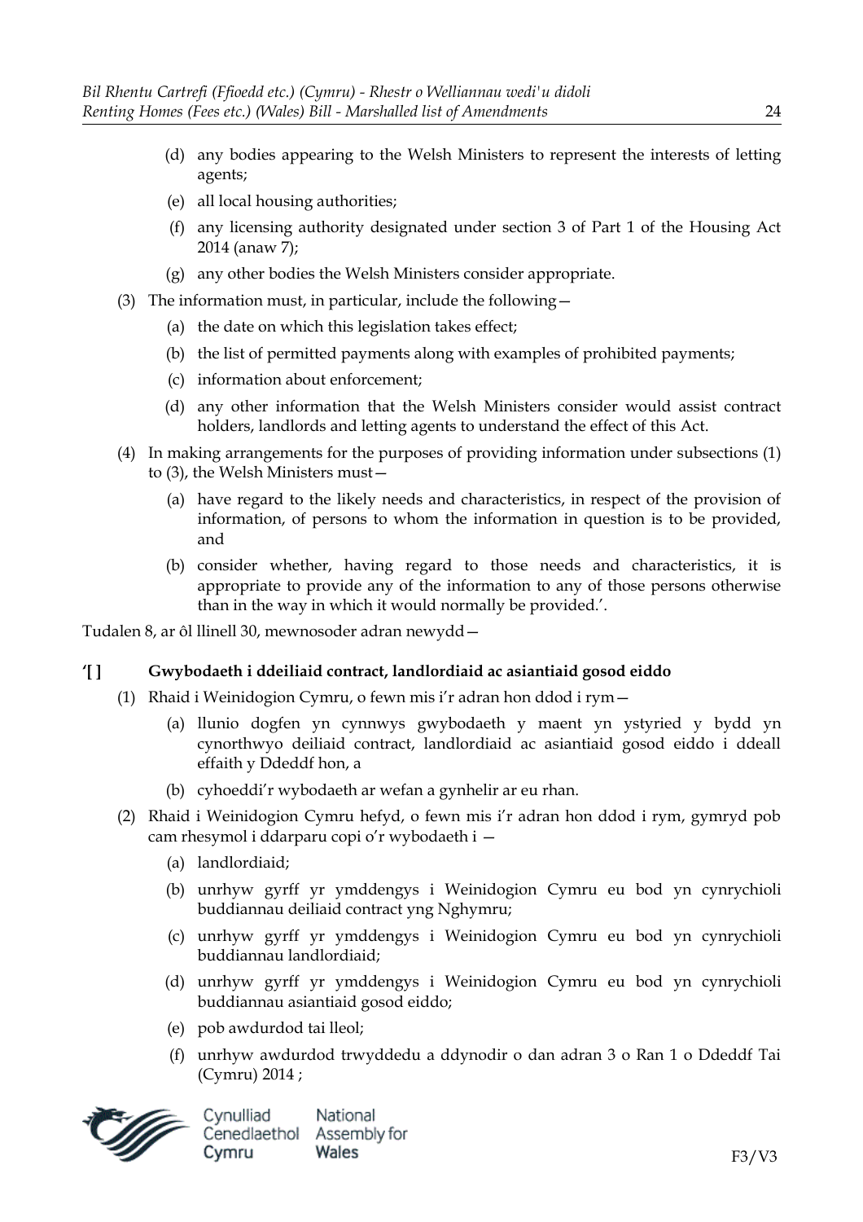(d) any bodies appearing to the Welsh Ministers to represent the interests of letting agents;

(e) all local housing authorities;

(f) any licensing authority designated under section 3 of Part 1 of the Housing Act 2014 (anaw 7);

(g) any other bodies the Welsh Ministers consider appropriate.

(3) The information must, in particular, include the following—

(a) the date on which this legislation takes effect;

(b) the list of permitted payments along with examples of prohibited payments;

(c) information about enforcement;

(d) any other information that the Welsh Ministers consider would assist contract holders, landlords and letting agents to understand the effect of this Act.

(4) In making arrangements for the purposes of providing information under subsections (1) to (3), the Welsh Ministers must—

(a) have regard to the likely needs and characteristics, in respect of the provision of information, of persons to whom the information in question is to be provided, and

(b) consider whether, having regard to those needs and characteristics, it is appropriate to provide any of the information to any of those persons otherwise than in the way in which it would normally be provided.'.

Tudalen 8, ar ôl llinell 30, mewnosoder adran newydd—

**'[ ] Gwybodaeth i ddeiliaid contract, landlordiaid ac asiantiaid gosod eiddo**

(1) Rhaid i Weinidogion Cymru, o fewn mis i'r adran hon ddod i rym—

(a) llunio dogfen yn cynnwys gwybodaeth y maent yn ystyried y bydd yn cynorthwyo deiliaid contract, landlordiaid ac asiantiaid gosod eiddo i ddeall effaith y Ddeddf hon, a

(b) cyhoeddi'r wybodaeth ar wefan a gynhelir ar eu rhan.

(2) Rhaid i Weinidogion Cymru hefyd, o fewn mis i'r adran hon ddod i rym, gymryd pob cam rhesymol i ddarparu copi o'r wybodaeth i —

(a) landlordiaid;

(b) unrhyw gyrff yr ymddengys i Weinidogion Cymru eu bod yn cynrychioli buddiannau deiliaid contract yng Nghymru;

(c) unrhyw gyrff yr ymddengys i Weinidogion Cymru eu bod yn cynrychioli buddiannau landlordiaid;

(d) unrhyw gyrff yr ymddengys i Weinidogion Cymru eu bod yn cynrychioli buddiannau asiantiaid gosod eiddo;

(e) pob awdurdod tai lleol;

(f) unrhyw awdurdod trwyddedu a ddynodir o dan adran 3 o Ran 1 o Ddeddf Tai (Cymru) 2014 ;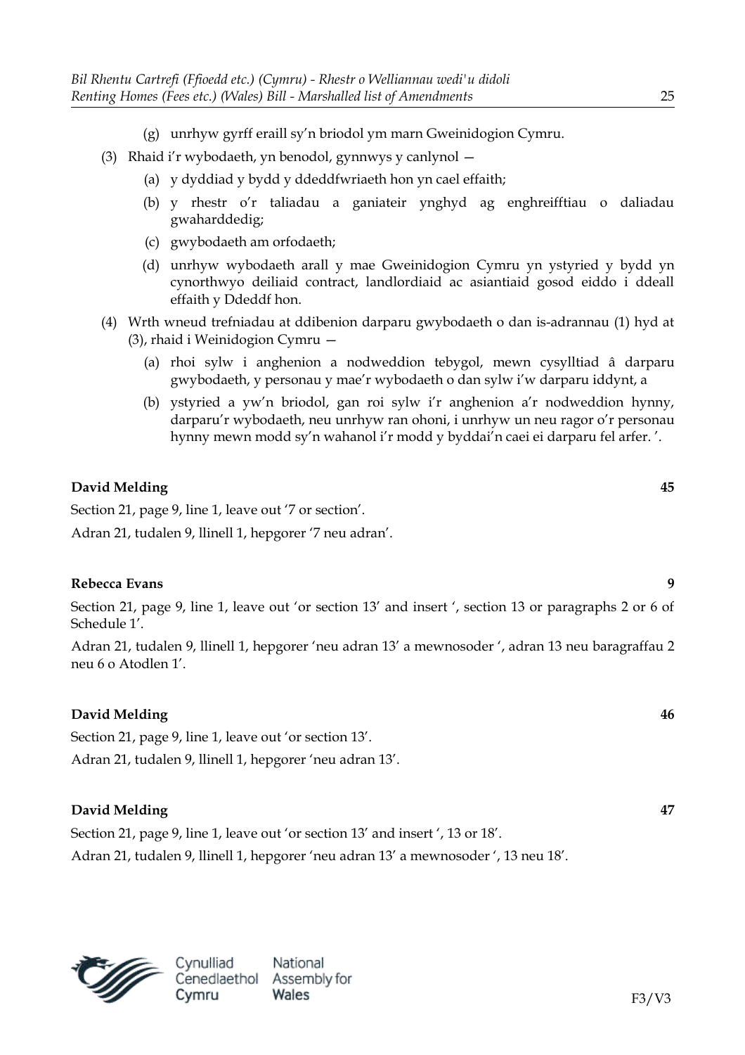(g) unrhyw gyrff eraill sy'n briodol ym marn Gweinidogion Cymru.

(3) Rhaid i'r wybodaeth, yn benodol, gynnwys y canlynol —

(a) y dyddiad y bydd y ddeddfwriaeth hon yn cael effaith;

(b) y rhestr o'r taliadau a ganiateir ynghyd ag enghreifftiau o daliadau gwaharddedig;

(c) gwybodaeth am orfodaeth;

(d) unrhyw wybodaeth arall y mae Gweinidogion Cymru yn ystyried y bydd yn cynorthwyo deiliaid contract, landlordiaid ac asiantiaid gosod eiddo i ddeall effaith y Ddeddf hon.

(4) Wrth wneud trefniadau at ddibenion darparu gwybodaeth o dan is-adrannau (1) hyd at (3), rhaid i Weinidogion Cymru —

(a) rhoi sylw i anghenion a nodweddion tebygol, mewn cysylltiad â darparu gwybodaeth, y personau y mae'r wybodaeth o dan sylw i'w darparu iddynt, a

(b) ystyried a yw'n briodol, gan roi sylw i'r anghenion a'r nodweddion hynny, darparu'r wybodaeth, neu unrhyw ran ohoni, i unrhyw un neu ragor o'r personau hynny mewn modd sy'n wahanol i'r modd y byddai'n caei ei darparu fel arfer. '.

**David Melding** **45**

Section 21, page 9, line 1, leave out '7 or section'.

Adran 21, tudalen 9, llinell 1, hepgorer '7 neu adran'.

**Rebecca Evans** **9**

Section 21, page 9, line 1, leave out 'or section 13' and insert ', section 13 or paragraphs 2 or 6 of Schedule 1'.

Adran 21, tudalen 9, llinell 1, hepgorer 'neu adran 13' a mewnosoder ', adran 13 neu baragraffau 2 neu 6 o Atodlen 1'.

**David Melding** **46**

Section 21, page 9, line 1, leave out 'or section 13'.

Adran 21, tudalen 9, llinell 1, hepgorer 'neu adran 13'.

**David Melding** **47**

Section 21, page 9, line 1, leave out 'or section 13' and insert ', 13 or 18'.

Adran 21, tudalen 9, llinell 1, hepgorer 'neu adran 13' a mewnosoder ', 13 neu 18'.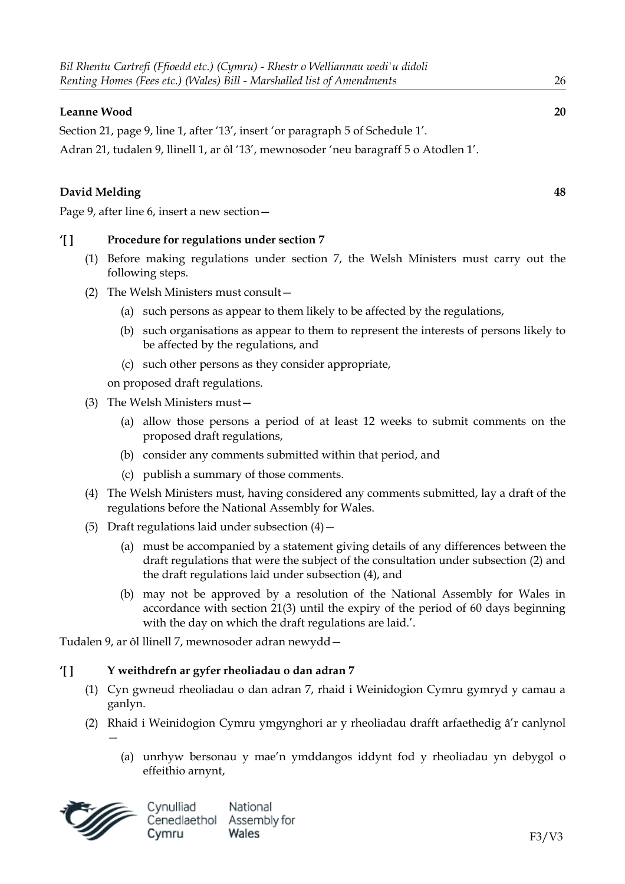**Leanne Wood** **20**

Section 21, page 9, line 1, after '13', insert 'or paragraph 5 of Schedule 1'.

Adran 21, tudalen 9, llinell 1, ar ôl '13', mewnosoder 'neu baragraff 5 o Atodlen 1'.

**David Melding** **48**

Page 9, after line 6, insert a new section—

**'[ ] Procedure for regulations under section 7**

(1) Before making regulations under section 7, the Welsh Ministers must carry out the following steps.

(2) The Welsh Ministers must consult—

(a) such persons as appear to them likely to be affected by the regulations,

(b) such organisations as appear to them to represent the interests of persons likely to be affected by the regulations, and

(c) such other persons as they consider appropriate,

on proposed draft regulations.

(3) The Welsh Ministers must—

(a) allow those persons a period of at least 12 weeks to submit comments on the proposed draft regulations,

(b) consider any comments submitted within that period, and

(c) publish a summary of those comments.

(4) The Welsh Ministers must, having considered any comments submitted, lay a draft of the regulations before the National Assembly for Wales.

(5) Draft regulations laid under subsection (4)—

(a) must be accompanied by a statement giving details of any differences between the draft regulations that were the subject of the consultation under subsection (2) and the draft regulations laid under subsection (4), and

(b) may not be approved by a resolution of the National Assembly for Wales in accordance with section 21(3) until the expiry of the period of 60 days beginning with the day on which the draft regulations are laid.'.

Tudalen 9, ar ôl llinell 7, mewnosoder adran newydd—

**'[ ] Y weithdrefn ar gyfer rheoliadau o dan adran 7**

(1) Cyn gwneud rheoliadau o dan adran 7, rhaid i Weinidogion Cymru gymryd y camau a ganlyn.

(2) Rhaid i Weinidogion Cymru ymgynghori ar y rheoliadau drafft arfaethedig â'r canlynol —

(a) unrhyw bersonau y mae'n ymddangos iddynt fod y rheoliadau yn debygol o effeithio arnynt,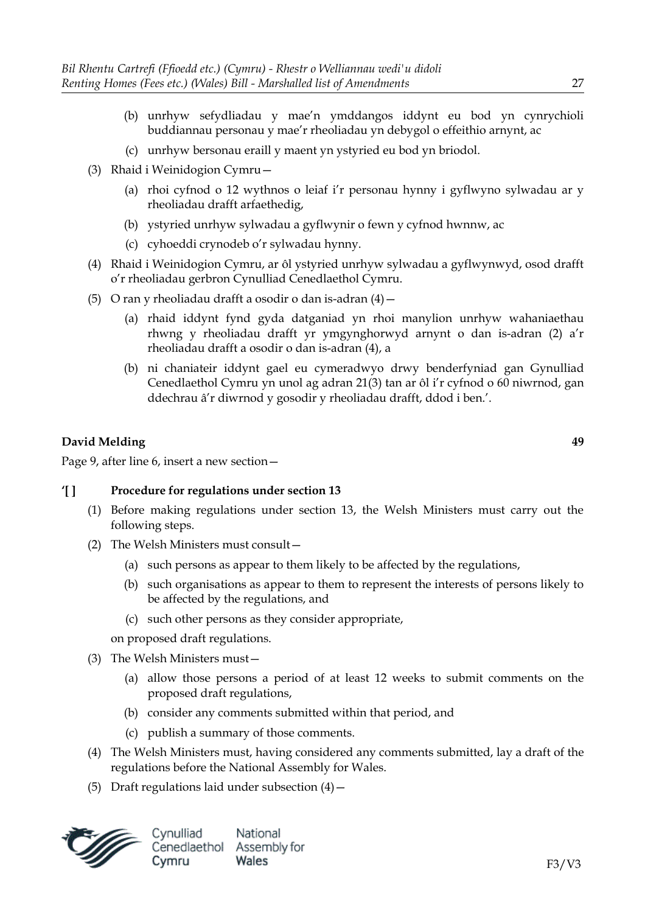(b) unrhyw sefydliadau y mae'n ymddangos iddynt eu bod yn cynrychioli buddiannau personau y mae'r rheoliadau yn debygol o effeithio arnynt, ac

(c) unrhyw bersonau eraill y maent yn ystyried eu bod yn briodol.

(3) Rhaid i Weinidogion Cymru—

(a) rhoi cyfnod o 12 wythnos o leiaf i'r personau hynny i gyflwyno sylwadau ar y rheoliadau drafft arfaethedig,

(b) ystyried unrhyw sylwadau a gyflwynir o fewn y cyfnod hwnnw, ac

(c) cyhoeddi crynodeb o'r sylwadau hynny.

(4) Rhaid i Weinidogion Cymru, ar ôl ystyried unrhyw sylwadau a gyflwynwyd, osod drafft o'r rheoliadau gerbron Cynulliad Cenedlaethol Cymru.

(5) O ran y rheoliadau drafft a osodir o dan is-adran (4)—

(a) rhaid iddynt fynd gyda datganiad yn rhoi manylion unrhyw wahaniaethau rhwng y rheoliadau drafft yr ymgynghorwyd arnynt o dan is-adran (2) a'r rheoliadau drafft a osodir o dan is-adran (4), a

(b) ni chaniateir iddynt gael eu cymeradwyo drwy benderfyniad gan Gynulliad Cenedlaethol Cymru yn unol ag adran 21(3) tan ar ôl i'r cyfnod o 60 niwrnod, gan ddechrau â'r diwrnod y gosodir y rheoliadau drafft, ddod i ben.'.

**David Melding** **49**

Page 9, after line 6, insert a new section—

**'[ ] Procedure for regulations under section 13**

(1) Before making regulations under section 13, the Welsh Ministers must carry out the following steps.

(2) The Welsh Ministers must consult—

(a) such persons as appear to them likely to be affected by the regulations,

(b) such organisations as appear to them to represent the interests of persons likely to be affected by the regulations, and

(c) such other persons as they consider appropriate,

on proposed draft regulations.

(3) The Welsh Ministers must—

(a) allow those persons a period of at least 12 weeks to submit comments on the proposed draft regulations,

(b) consider any comments submitted within that period, and

(c) publish a summary of those comments.

(4) The Welsh Ministers must, having considered any comments submitted, lay a draft of the regulations before the National Assembly for Wales.

(5) Draft regulations laid under subsection (4)—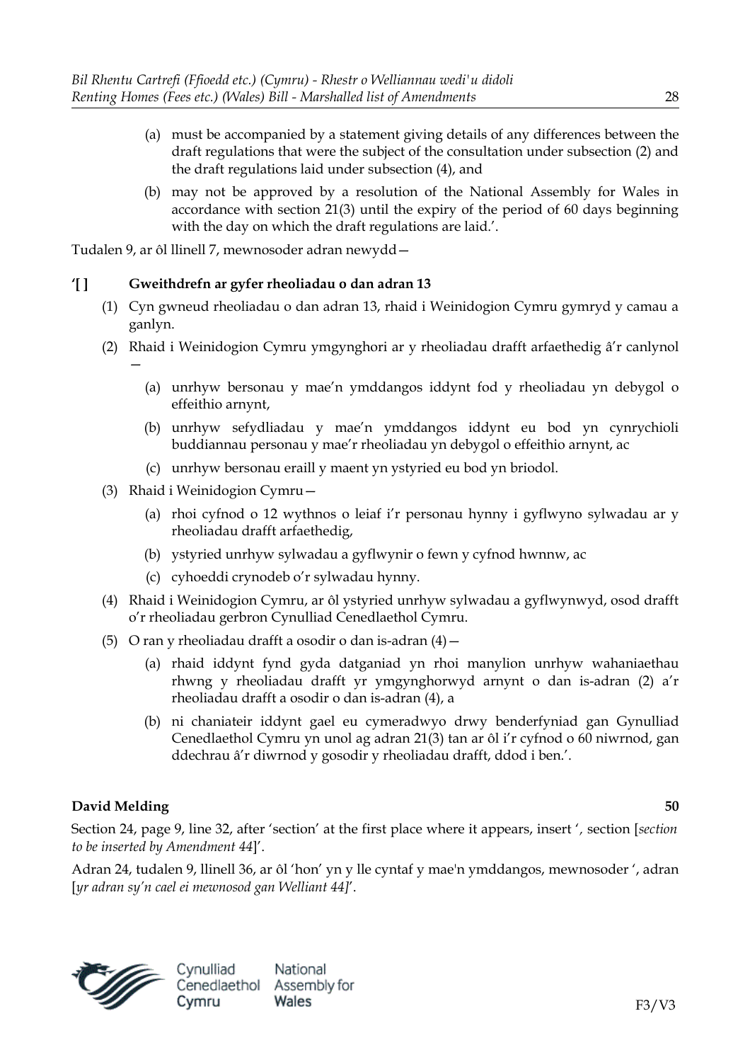(a) must be accompanied by a statement giving details of any differences between the draft regulations that were the subject of the consultation under subsection (2) and the draft regulations laid under subsection (4), and

(b) may not be approved by a resolution of the National Assembly for Wales in accordance with section 21(3) until the expiry of the period of 60 days beginning with the day on which the draft regulations are laid.'.

Tudalen 9, ar ôl llinell 7, mewnosoder adran newydd—

**'[ ] Gweithdrefn ar gyfer rheoliadau o dan adran 13**

(1) Cyn gwneud rheoliadau o dan adran 13, rhaid i Weinidogion Cymru gymryd y camau a ganlyn.

(2) Rhaid i Weinidogion Cymru ymgynghori ar y rheoliadau drafft arfaethedig â'r canlynol —

(a) unrhyw bersonau y mae'n ymddangos iddynt fod y rheoliadau yn debygol o effeithio arnynt,

(b) unrhyw sefydliadau y mae'n ymddangos iddynt eu bod yn cynrychioli buddiannau personau y mae'r rheoliadau yn debygol o effeithio arnynt, ac

(c) unrhyw bersonau eraill y maent yn ystyried eu bod yn briodol.

(3) Rhaid i Weinidogion Cymru—

(a) rhoi cyfnod o 12 wythnos o leiaf i'r personau hynny i gyflwyno sylwadau ar y rheoliadau drafft arfaethedig,

(b) ystyried unrhyw sylwadau a gyflwynir o fewn y cyfnod hwnnw, ac

(c) cyhoeddi crynodeb o'r sylwadau hynny.

(4) Rhaid i Weinidogion Cymru, ar ôl ystyried unrhyw sylwadau a gyflwynwyd, osod drafft o'r rheoliadau gerbron Cynulliad Cenedlaethol Cymru.

(5) O ran y rheoliadau drafft a osodir o dan is-adran (4)—

(a) rhaid iddynt fynd gyda datganiad yn rhoi manylion unrhyw wahaniaethau rhwng y rheoliadau drafft yr ymgynghorwyd arnynt o dan is-adran (2) a'r rheoliadau drafft a osodir o dan is-adran (4), a

(b) ni chaniateir iddynt gael eu cymeradwyo drwy benderfyniad gan Gynulliad Cenedlaethol Cymru yn unol ag adran 21(3) tan ar ôl i'r cyfnod o 60 niwrnod, gan ddechrau â'r diwrnod y gosodir y rheoliadau drafft, ddod i ben.'.

**David Melding** **50**

Section 24, page 9, line 32, after 'section' at the first place where it appears, insert ', section [*section to be inserted by Amendment 44*]'.

Adran 24, tudalen 9, llinell 36, ar ôl 'hon' yn y lle cyntaf y mae'n ymddangos, mewnosoder ', adran [*yr adran sy'n cael ei mewnosod gan Welliant 44*]'.